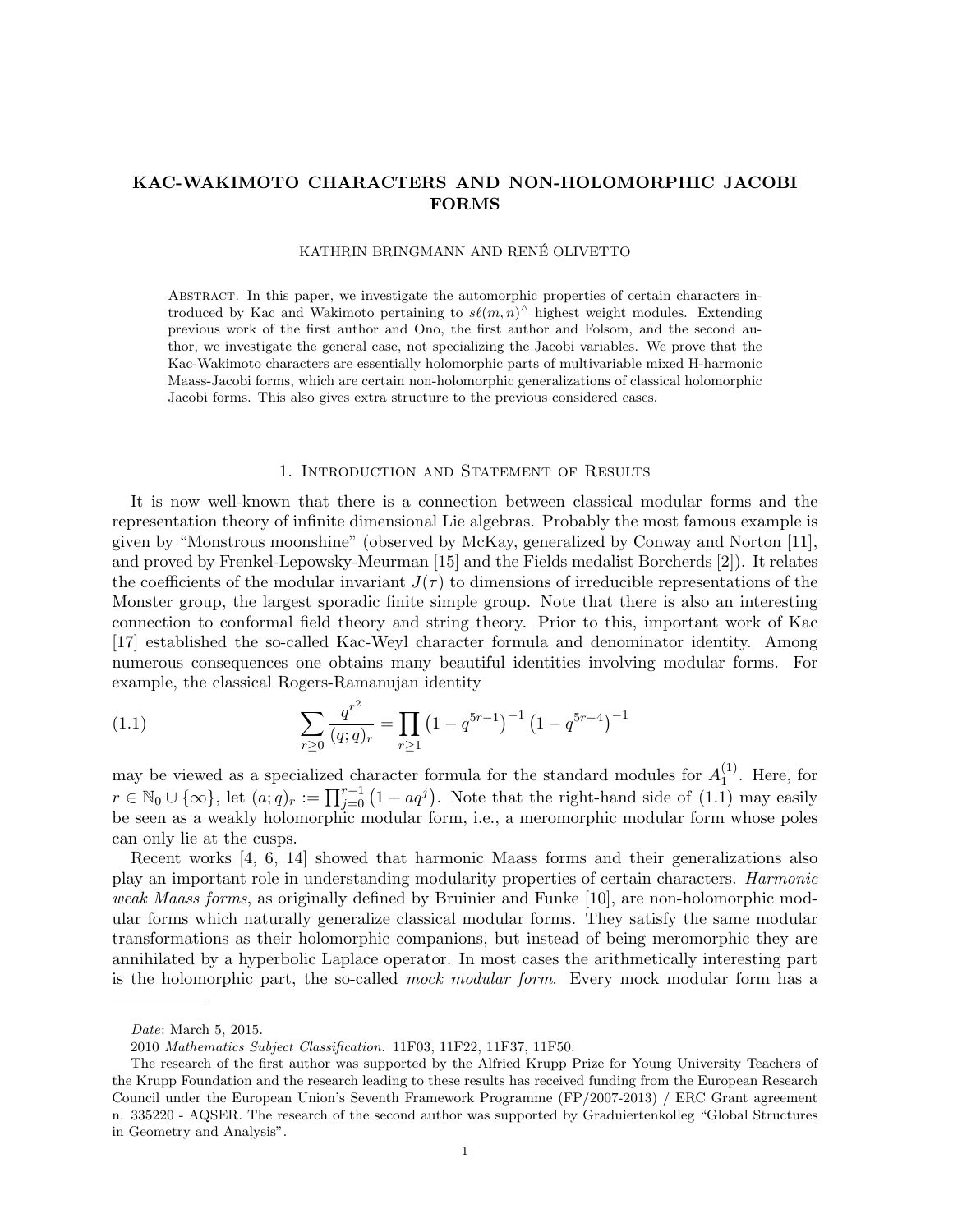# KAC-WAKIMOTO CHARACTERS AND NON-HOLOMORPHIC JACOBI FORMS

KATHRIN BRINGMANN AND RENÉ OLIVETTO

Abstract. In this paper, we investigate the automorphic properties of certain characters introduced by Kac and Wakimoto pertaining to $s\ell(m,n)^\wedge$ highest weight modules. Extending previous work of the first author and Ono, the first author and Folsom, and the second author, we investigate the general case, not specializing the Jacobi variables. We prove that the Kac-Wakimoto characters are essentially holomorphic parts of multivariable mixed H-harmonic Maass-Jacobi forms, which are certain non-holomorphic generalizations of classical holomorphic Jacobi forms. This also gives extra structure to the previous considered cases.

## 1. Introduction and Statement of Results

It is now well-known that there is a connection between classical modular forms and the representation theory of infinite dimensional Lie algebras. Probably the most famous example is given by "Monstrous moonshine" (observed by McKay, generalized by Conway and Norton [11], and proved by Frenkel-Lepowsky-Meurman [15] and the Fields medalist Borcherds [2]). It relates the coefficients of the modular invariant $J(\tau)$ to dimensions of irreducible representations of the Monster group, the largest sporadic finite simple group. Note that there is also an interesting connection to conformal field theory and string theory. Prior to this, important work of Kac [17] established the so-called Kac-Weyl character formula and denominator identity. Among numerous consequences one obtains many beautiful identities involving modular forms. For example, the classical Rogers-Ramanujan identity

$$\sum_{r\geq 0} \frac{q^{r^2}}{(q;q)_r} = \prod_{r\geq 1} \left(1-q^{5r-1}\right)^{-1}\left(1-q^{5r-4}\right)^{-1} \tag{1.1}$$

may be viewed as a specialized character formula for the standard modules for $A_1^{(1)}$. Here, for $r \in \mathbb{N}_0 \cup \{\infty\}$, let $(a;q)_r := \prod_{j=0}^{r-1}\left(1-aq^j\right)$. Note that the right-hand side of (1.1) may easily be seen as a weakly holomorphic modular form, i.e., a meromorphic modular form whose poles can only lie at the cusps.

Recent works [4, 6, 14] showed that harmonic Maass forms and their generalizations also play an important role in understanding modularity properties of certain characters. *Harmonic weak Maass forms*, as originally defined by Bruinier and Funke [10], are non-holomorphic modular forms which naturally generalize classical modular forms. They satisfy the same modular transformations as their holomorphic companions, but instead of being meromorphic they are annihilated by a hyperbolic Laplace operator. In most cases the arithmetically interesting part is the holomorphic part, the so-called *mock modular form*. Every mock modular form has a

---

*Date*: March 5, 2015.

2010 *Mathematics Subject Classification.* 11F03, 11F22, 11F37, 11F50.

The research of the first author was supported by the Alfried Krupp Prize for Young University Teachers of the Krupp Foundation and the research leading to these results has received funding from the European Research Council under the European Union's Seventh Framework Programme (FP/2007-2013) / ERC Grant agreement n. 335220 - AQSER. The research of the second author was supported by Graduiertenkolleg "Global Structures in Geometry and Analysis".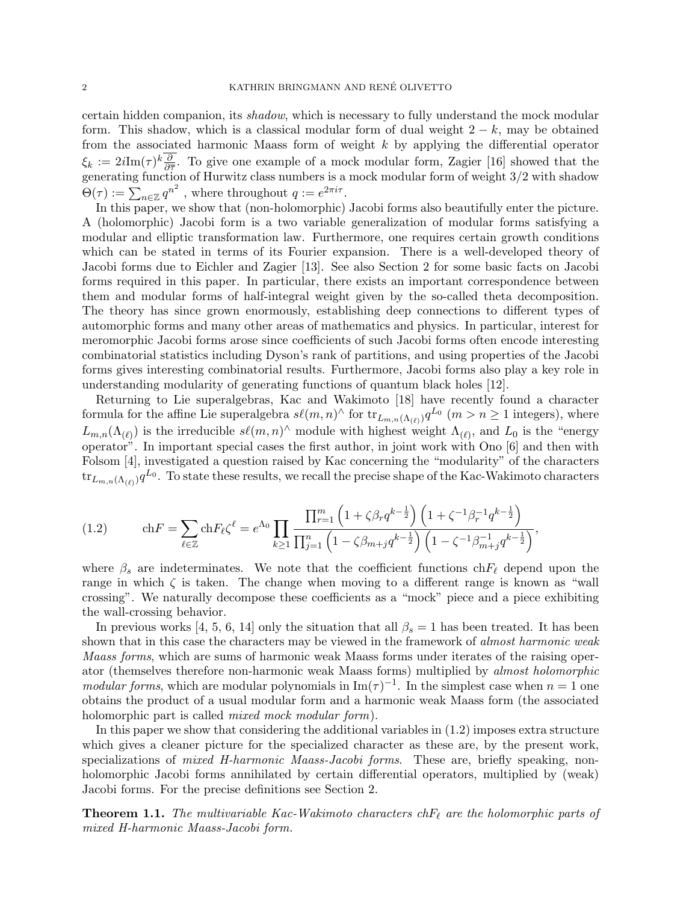certain hidden companion, its *shadow*, which is necessary to fully understand the mock modular form. This shadow, which is a classical modular form of dual weight $2-k$, may be obtained from the associated harmonic Maass form of weight $k$ by applying the differential operator $\xi_k := 2i\mathrm{Im}(\tau)^k \overline{\frac{\partial}{\partial \overline{\tau}}}$. To give one example of a mock modular form, Zagier [16] showed that the generating function of Hurwitz class numbers is a mock modular form of weight $3/2$ with shadow $\Theta(\tau) := \sum_{n\in\mathbb{Z}} q^{n^2}$ , where throughout $q := e^{2\pi i\tau}$.

In this paper, we show that (non-holomorphic) Jacobi forms also beautifully enter the picture. A (holomorphic) Jacobi form is a two variable generalization of modular forms satisfying a modular and elliptic transformation law. Furthermore, one requires certain growth conditions which can be stated in terms of its Fourier expansion. There is a well-developed theory of Jacobi forms due to Eichler and Zagier [13]. See also Section 2 for some basic facts on Jacobi forms required in this paper. In particular, there exists an important correspondence between them and modular forms of half-integral weight given by the so-called theta decomposition. The theory has since grown enormously, establishing deep connections to different types of automorphic forms and many other areas of mathematics and physics. In particular, interest for meromorphic Jacobi forms arose since coefficients of such Jacobi forms often encode interesting combinatorial statistics including Dyson's rank of partitions, and using properties of the Jacobi forms gives interesting combinatorial results. Furthermore, Jacobi forms also play a key role in understanding modularity of generating functions of quantum black holes [12].

Returning to Lie superalgebras, Kac and Wakimoto [18] have recently found a character formula for the affine Lie superalgebra $s\ell(m,n)^\wedge$ for $\mathrm{tr}_{L_{m,n}(\Lambda_{(\ell)})} q^{L_0}$ ($m > n \geq 1$ integers), where $L_{m,n}(\Lambda_{(\ell)})$ is the irreducible $s\ell(m,n)^\wedge$ module with highest weight $\Lambda_{(\ell)}$, and $L_0$ is the "energy operator". In important special cases the first author, in joint work with Ono [6] and then with Folsom [4], investigated a question raised by Kac concerning the "modularity" of the characters $\mathrm{tr}_{L_{m,n}(\Lambda_{(\ell)})} q^{L_0}$. To state these results, we recall the precise shape of the Kac-Wakimoto characters

$$
\mathrm{ch}F = \sum_{\ell\in\mathbb{Z}} \mathrm{ch}F_\ell \zeta^\ell = e^{\Lambda_0} \prod_{k\geq 1} \frac{\prod_{r=1}^m \left(1+\zeta\beta_r q^{k-\frac{1}{2}}\right)\left(1+\zeta^{-1}\beta_r^{-1} q^{k-\frac{1}{2}}\right)}{\prod_{j=1}^n \left(1-\zeta\beta_{m+j} q^{k-\frac{1}{2}}\right)\left(1-\zeta^{-1}\beta_{m+j}^{-1} q^{k-\frac{1}{2}}\right)}, \tag{1.2}
$$

where $\beta_s$ are indeterminates. We note that the coefficient functions $\mathrm{ch}F_\ell$ depend upon the range in which $\zeta$ is taken. The change when moving to a different range is known as "wall crossing". We naturally decompose these coefficients as a "mock" piece and a piece exhibiting the wall-crossing behavior.

In previous works [4, 5, 6, 14] only the situation that all $\beta_s = 1$ has been treated. It has been shown that in this case the characters may be viewed in the framework of *almost harmonic weak Maass forms*, which are sums of harmonic weak Maass forms under iterates of the raising operator (themselves therefore non-harmonic weak Maass forms) multiplied by *almost holomorphic modular forms*, which are modular polynomials in $\mathrm{Im}(\tau)^{-1}$. In the simplest case when $n = 1$ one obtains the product of a usual modular form and a harmonic weak Maass form (the associated holomorphic part is called *mixed mock modular form*).

In this paper we show that considering the additional variables in (1.2) imposes extra structure which gives a cleaner picture for the specialized character as these are, by the present work, specializations of *mixed H-harmonic Maass-Jacobi forms*. These are, briefly speaking, non-holomorphic Jacobi forms annihilated by certain differential operators, multiplied by (weak) Jacobi forms. For the precise definitions see Section 2.

**Theorem 1.1.** *The multivariable Kac-Wakimoto characters $\mathrm{ch}F_\ell$ are the holomorphic parts of mixed H-harmonic Maass-Jacobi form.*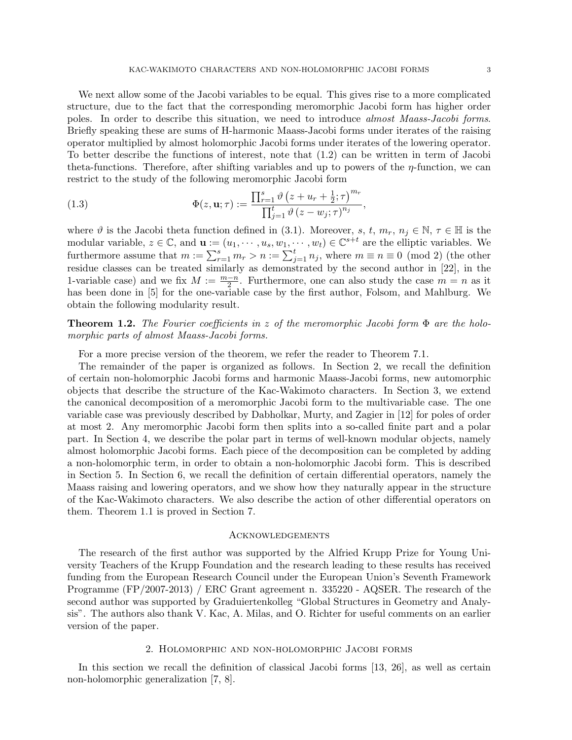We next allow some of the Jacobi variables to be equal. This gives rise to a more complicated structure, due to the fact that the corresponding meromorphic Jacobi form has higher order poles. In order to describe this situation, we need to introduce *almost Maass-Jacobi forms*. Briefly speaking these are sums of H-harmonic Maass-Jacobi forms under iterates of the raising operator multiplied by almost holomorphic Jacobi forms under iterates of the lowering operator. To better describe the functions of interest, note that (1.2) can be written in term of Jacobi theta-functions. Therefore, after shifting variables and up to powers of the $\eta$-function, we can restrict to the study of the following meromorphic Jacobi form

$$\Phi(z, \mathbf{u}; \tau) := \frac{\prod_{r=1}^{s} \vartheta\left(z + u_r + \frac{1}{2}; \tau\right)^{m_r}}{\prod_{j=1}^{t} \vartheta\left(z - w_j; \tau\right)^{n_j}}, \tag{1.3}$$

where $\vartheta$ is the Jacobi theta function defined in (3.1). Moreover, $s$, $t$, $m_r$, $n_j \in \mathbb{N}$, $\tau \in \mathbb{H}$ is the modular variable, $z \in \mathbb{C}$, and $\mathbf{u} := (u_1, \cdots, u_s, w_1, \cdots, w_t) \in \mathbb{C}^{s+t}$ are the elliptic variables. We furthermore assume that $m := \sum_{r=1}^{s} m_r > n := \sum_{j=1}^{t} n_j$, where $m \equiv n \equiv 0 \pmod 2$ (the other residue classes can be treated similarly as demonstrated by the second author in [22], in the 1-variable case) and we fix $M := \frac{m-n}{2}$. Furthermore, one can also study the case $m = n$ as it has been done in [5] for the one-variable case by the first author, Folsom, and Mahlburg. We obtain the following modularity result.

**Theorem 1.2.** *The Fourier coefficients in $z$ of the meromorphic Jacobi form $\Phi$ are the holomorphic parts of almost Maass-Jacobi forms.*

For a more precise version of the theorem, we refer the reader to Theorem 7.1.

The remainder of the paper is organized as follows. In Section 2, we recall the definition of certain non-holomorphic Jacobi forms and harmonic Maass-Jacobi forms, new automorphic objects that describe the structure of the Kac-Wakimoto characters. In Section 3, we extend the canonical decomposition of a meromorphic Jacobi form to the multivariable case. The one variable case was previously described by Dabholkar, Murty, and Zagier in [12] for poles of order at most 2. Any meromorphic Jacobi form then splits into a so-called finite part and a polar part. In Section 4, we describe the polar part in terms of well-known modular objects, namely almost holomorphic Jacobi forms. Each piece of the decomposition can be completed by adding a non-holomorphic term, in order to obtain a non-holomorphic Jacobi form. This is described in Section 5. In Section 6, we recall the definition of certain differential operators, namely the Maass raising and lowering operators, and we show how they naturally appear in the structure of the Kac-Wakimoto characters. We also describe the action of other differential operators on them. Theorem 1.1 is proved in Section 7.

## Acknowledgements

The research of the first author was supported by the Alfried Krupp Prize for Young University Teachers of the Krupp Foundation and the research leading to these results has received funding from the European Research Council under the European Union's Seventh Framework Programme (FP/2007-2013) / ERC Grant agreement n. 335220 - AQSER. The research of the second author was supported by Graduiertenkolleg "Global Structures in Geometry and Analysis". The authors also thank V. Kac, A. Milas, and O. Richter for useful comments on an earlier version of the paper.

## 2. Holomorphic and non-holomorphic Jacobi forms

In this section we recall the definition of classical Jacobi forms [13, 26], as well as certain non-holomorphic generalization [7, 8].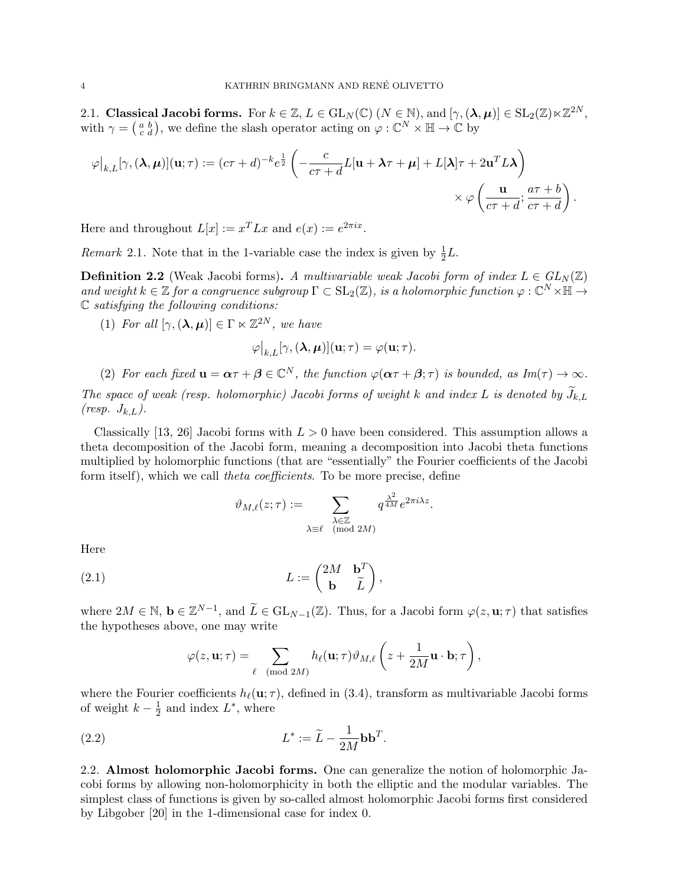### 2.1. Classical Jacobi forms.

For $k \in \mathbb{Z}$, $L \in \mathrm{GL}_N(\mathbb{C})$ $(N \in \mathbb{N})$, and $[\gamma, (\boldsymbol{\lambda}, \boldsymbol{\mu})] \in \mathrm{SL}_2(\mathbb{Z}) \ltimes \mathbb{Z}^{2N}$, with $\gamma = \left(\begin{smallmatrix} a & b \\ c & d \end{smallmatrix}\right)$, we define the slash operator acting on $\varphi : \mathbb{C}^N \times \mathbb{H} \to \mathbb{C}$ by

$$\varphi\big|_{k,L}[\gamma, (\boldsymbol{\lambda}, \boldsymbol{\mu})](\mathbf{u}; \tau) := (c\tau + d)^{-k} e^{\frac{1}{2}} \left( -\frac{c}{c\tau + d} L[\mathbf{u} + \boldsymbol{\lambda}\tau + \boldsymbol{\mu}] + L[\boldsymbol{\lambda}]\tau + 2\mathbf{u}^T L \boldsymbol{\lambda} \right) \times \varphi\left( \frac{\mathbf{u}}{c\tau + d}; \frac{a\tau + b}{c\tau + d} \right).$$

Here and throughout $L[x] := x^T L x$ and $e(x) := e^{2\pi i x}$.

*Remark* 2.1. Note that in the 1-variable case the index is given by $\frac{1}{2}L$.

**Definition 2.2** (Weak Jacobi forms)**.** *A multivariable weak Jacobi form of index $L \in GL_N(\mathbb{Z})$ and weight $k \in \mathbb{Z}$ for a congruence subgroup $\Gamma \subset \mathrm{SL}_2(\mathbb{Z})$, is a holomorphic function $\varphi : \mathbb{C}^N \times \mathbb{H} \to \mathbb{C}$ satisfying the following conditions:*

1. *For all $[\gamma, (\boldsymbol{\lambda}, \boldsymbol{\mu})] \in \Gamma \ltimes \mathbb{Z}^{2N}$, we have*
$$\varphi\big|_{k,L}[\gamma, (\boldsymbol{\lambda}, \boldsymbol{\mu})](\mathbf{u}; \tau) = \varphi(\mathbf{u}; \tau).$$
2. *For each fixed $\mathbf{u} = \boldsymbol{\alpha}\tau + \boldsymbol{\beta} \in \mathbb{C}^N$, the function $\varphi(\boldsymbol{\alpha}\tau + \boldsymbol{\beta}; \tau)$ is bounded, as $Im(\tau) \to \infty$.*

*The space of weak (resp. holomorphic) Jacobi forms of weight $k$ and index $L$ is denoted by $\widetilde{J}_{k,L}$ (resp. $J_{k,L}$).*

Classically [13, 26] Jacobi forms with $L > 0$ have been considered. This assumption allows a theta decomposition of the Jacobi form, meaning a decomposition into Jacobi theta functions multiplied by holomorphic functions (that are "essentially" the Fourier coefficients of the Jacobi form itself), which we call *theta coefficients*. To be more precise, define

$$\vartheta_{M,\ell}(z; \tau) := \sum_{\substack{\lambda \in \mathbb{Z} \\ \lambda \equiv \ell \pmod{2M}}} q^{\frac{\lambda^2}{4M}} e^{2\pi i \lambda z}.$$

Here

$$L := \begin{pmatrix} 2M & \mathbf{b}^T \\ \mathbf{b} & \widetilde{L} \end{pmatrix}, \tag{2.1}$$

where $2M \in \mathbb{N}$, $\mathbf{b} \in \mathbb{Z}^{N-1}$, and $\widetilde{L} \in \mathrm{GL}_{N-1}(\mathbb{Z})$. Thus, for a Jacobi form $\varphi(z, \mathbf{u}; \tau)$ that satisfies the hypotheses above, one may write

$$\varphi(z, \mathbf{u}; \tau) = \sum_{\ell \pmod{2M}} h_\ell(\mathbf{u}; \tau) \vartheta_{M,\ell}\left( z + \frac{1}{2M}\mathbf{u} \cdot \mathbf{b}; \tau \right),$$

where the Fourier coefficients $h_\ell(\mathbf{u}; \tau)$, defined in (3.4), transform as multivariable Jacobi forms of weight $k - \frac{1}{2}$ and index $L^*$, where

$$L^* := \widetilde{L} - \frac{1}{2M}\mathbf{b}\mathbf{b}^T. \tag{2.2}$$

### 2.2. Almost holomorphic Jacobi forms.

One can generalize the notion of holomorphic Jacobi forms by allowing non-holomorphicity in both the elliptic and the modular variables. The simplest class of functions is given by so-called almost holomorphic Jacobi forms first considered by Libgober [20] in the 1-dimensional case for index 0.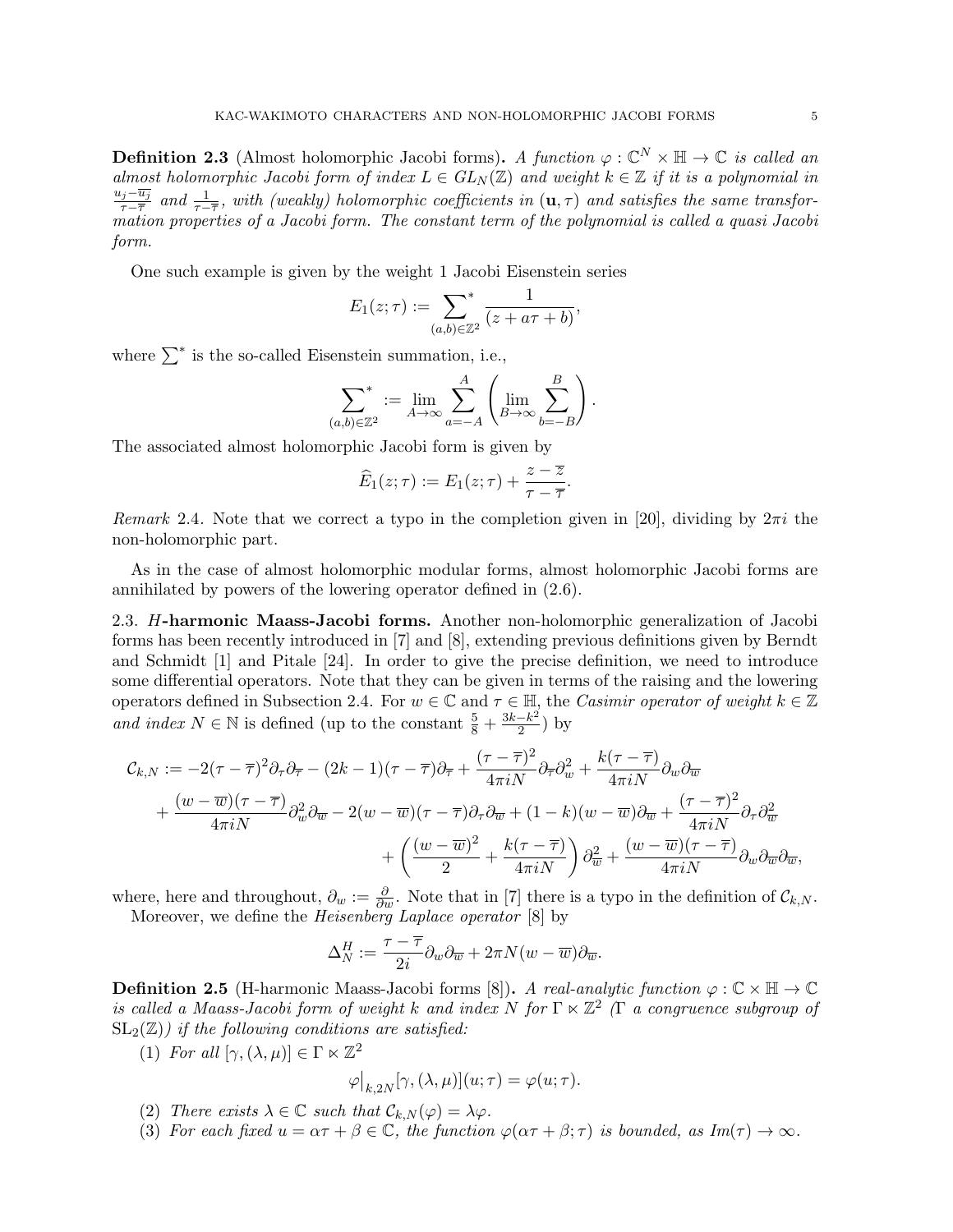**Definition 2.3** (Almost holomorphic Jacobi forms)**.** *A function $\varphi : \mathbb{C}^N \times \mathbb{H} \to \mathbb{C}$ is called an almost holomorphic Jacobi form of index $L \in GL_N(\mathbb{Z})$ and weight $k \in \mathbb{Z}$ if it is a polynomial in $\frac{u_j - \overline{u_j}}{\tau - \overline{\tau}}$ and $\frac{1}{\tau - \overline{\tau}}$, with (weakly) holomorphic coefficients in $(\mathbf{u}, \tau)$ and satisfies the same transformation properties of a Jacobi form. The constant term of the polynomial is called a quasi Jacobi form.*

One such example is given by the weight 1 Jacobi Eisenstein series

$$E_1(z;\tau) := \sum_{(a,b)\in\mathbb{Z}^2}^{*} \frac{1}{(z + a\tau + b)},$$

where $\sum^*$ is the so-called Eisenstein summation, i.e.,

$$\sum_{(a,b)\in\mathbb{Z}^2}^{*} := \lim_{A\to\infty} \sum_{a=-A}^{A} \left( \lim_{B\to\infty} \sum_{b=-B}^{B} \right).$$

The associated almost holomorphic Jacobi form is given by

$$\widehat{E}_1(z;\tau) := E_1(z;\tau) + \frac{z - \overline{z}}{\tau - \overline{\tau}}.$$

*Remark* 2.4. Note that we correct a typo in the completion given in [20], dividing by $2\pi i$ the non-holomorphic part.

As in the case of almost holomorphic modular forms, almost holomorphic Jacobi forms are annihilated by powers of the lowering operator defined in (2.6).

## 2.3. $H$-harmonic Maass-Jacobi forms.

Another non-holomorphic generalization of Jacobi forms has been recently introduced in [7] and [8], extending previous definitions given by Berndt and Schmidt [1] and Pitale [24]. In order to give the precise definition, we need to introduce some differential operators. Note that they can be given in terms of the raising and the lowering operators defined in Subsection 2.4. For $w \in \mathbb{C}$ and $\tau \in \mathbb{H}$, the *Casimir operator of weight $k \in \mathbb{Z}$ and index $N \in \mathbb{N}$* is defined (up to the constant $\frac{5}{8} + \frac{3k-k^2}{2}$) by

$$\begin{aligned}
\mathcal{C}_{k,N} := & -2(\tau-\overline{\tau})^2\partial_\tau\partial_{\overline{\tau}} - (2k-1)(\tau-\overline{\tau})\partial_{\overline{\tau}} + \frac{(\tau-\overline{\tau})^2}{4\pi i N}\partial_{\overline{\tau}}\partial_w^2 + \frac{k(\tau-\overline{\tau})}{4\pi i N}\partial_w\partial_{\overline{w}} \\
& + \frac{(w-\overline{w})(\tau-\overline{\tau})}{4\pi i N}\partial_w^2\partial_{\overline{w}} - 2(w-\overline{w})(\tau-\overline{\tau})\partial_\tau\partial_{\overline{w}} + (1-k)(w-\overline{w})\partial_{\overline{w}} + \frac{(\tau-\overline{\tau})^2}{4\pi i N}\partial_\tau\partial_{\overline{w}}^2 \\
& + \left(\frac{(w-\overline{w})^2}{2} + \frac{k(\tau-\overline{\tau})}{4\pi i N}\right)\partial_{\overline{w}}^2 + \frac{(w-\overline{w})(\tau-\overline{\tau})}{4\pi i N}\partial_w\partial_{\overline{w}}\partial_{\overline{w}},
\end{aligned}$$

where, here and throughout, $\partial_w := \frac{\partial}{\partial w}$. Note that in [7] there is a typo in the definition of $\mathcal{C}_{k,N}$.

Moreover, we define the *Heisenberg Laplace operator* [8] by

$$\Delta_N^H := \frac{\tau-\overline{\tau}}{2i}\partial_w\partial_{\overline{w}} + 2\pi N(w-\overline{w})\partial_{\overline{w}}.$$

**Definition 2.5** (H-harmonic Maass-Jacobi forms [8])**.** *A real-analytic function $\varphi : \mathbb{C} \times \mathbb{H} \to \mathbb{C}$ is called a Maass-Jacobi form of weight $k$ and index $N$ for $\Gamma \ltimes \mathbb{Z}^2$ ($\Gamma$ a congruence subgroup of $\mathrm{SL}_2(\mathbb{Z})$) if the following conditions are satisfied:*

1. *For all $[\gamma, (\lambda, \mu)] \in \Gamma \ltimes \mathbb{Z}^2$*
$$\varphi\big|_{k,2N}[\gamma,(\lambda,\mu)](u;\tau) = \varphi(u;\tau).$$
2. *There exists $\lambda \in \mathbb{C}$ such that $\mathcal{C}_{k,N}(\varphi) = \lambda\varphi$.*
3. *For each fixed $u = \alpha\tau + \beta \in \mathbb{C}$, the function $\varphi(\alpha\tau + \beta; \tau)$ is bounded, as $Im(\tau) \to \infty$.*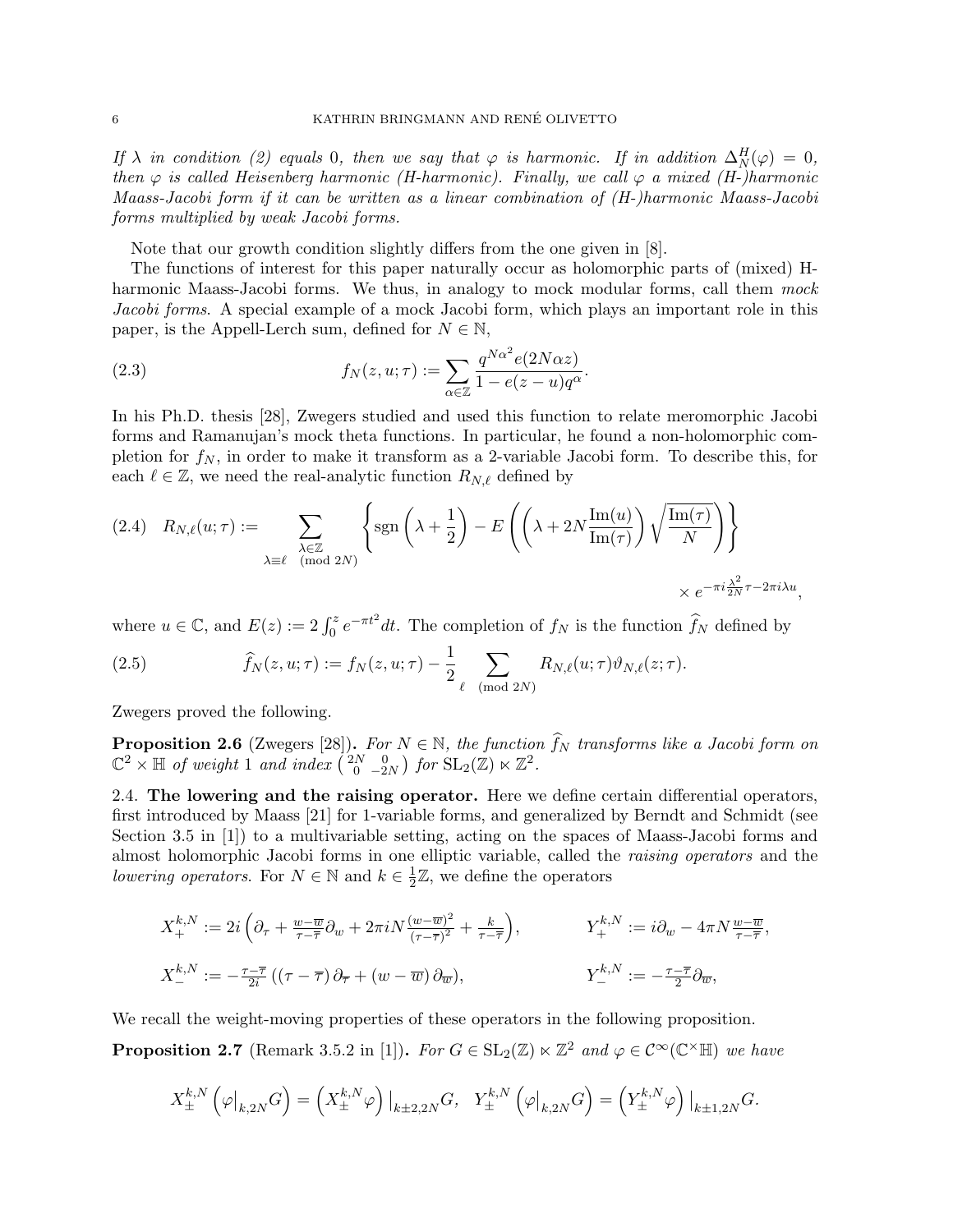*If $\lambda$ in condition (2) equals 0, then we say that $\varphi$ is harmonic. If in addition $\Delta_N^H(\varphi) = 0$, then $\varphi$ is called Heisenberg harmonic (H-harmonic). Finally, we call $\varphi$ a mixed (H-)harmonic Maass-Jacobi form if it can be written as a linear combination of (H-)harmonic Maass-Jacobi forms multiplied by weak Jacobi forms.*

Note that our growth condition slightly differs from the one given in [8].

The functions of interest for this paper naturally occur as holomorphic parts of (mixed) H-harmonic Maass-Jacobi forms. We thus, in analogy to mock modular forms, call them *mock Jacobi forms*. A special example of a mock Jacobi form, which plays an important role in this paper, is the Appell-Lerch sum, defined for $N \in \mathbb{N}$,

$$f_N(z, u; \tau) := \sum_{\alpha \in \mathbb{Z}} \frac{q^{N\alpha^2} e(2N\alpha z)}{1 - e(z-u)q^{\alpha}}. \tag{2.3}$$

In his Ph.D. thesis [28], Zwegers studied and used this function to relate meromorphic Jacobi forms and Ramanujan's mock theta functions. In particular, he found a non-holomorphic completion for $f_N$, in order to make it transform as a 2-variable Jacobi form. To describe this, for each $\ell \in \mathbb{Z}$, we need the real-analytic function $R_{N,\ell}$ defined by

$$R_{N,\ell}(u;\tau) := \sum_{\substack{\lambda \in \mathbb{Z} \\ \lambda \equiv \ell \pmod{2N}}} \left\{ \operatorname{sgn}\left(\lambda + \frac{1}{2}\right) - E\left(\left(\lambda + 2N\frac{\operatorname{Im}(u)}{\operatorname{Im}(\tau)}\right)\sqrt{\frac{\operatorname{Im}(\tau)}{N}}\right)\right\} \times e^{-\pi i \frac{\lambda^2}{2N}\tau - 2\pi i \lambda u}, \tag{2.4}$$

where $u \in \mathbb{C}$, and $E(z) := 2\int_0^z e^{-\pi t^2} dt$. The completion of $f_N$ is the function $\widehat{f}_N$ defined by

$$\widehat{f}_N(z, u; \tau) := f_N(z, u; \tau) - \frac{1}{2} \sum_{\ell \pmod{2N}} R_{N,\ell}(u;\tau)\vartheta_{N,\ell}(z;\tau). \tag{2.5}$$

Zwegers proved the following.

**Proposition 2.6** (Zwegers [28])**.** *For $N \in \mathbb{N}$, the function $\widehat{f}_N$ transforms like a Jacobi form on $\mathbb{C}^2 \times \mathbb{H}$ of weight 1 and index $\left(\begin{smallmatrix} 2N & 0 \\ 0 & -2N \end{smallmatrix}\right)$ for $\mathrm{SL}_2(\mathbb{Z}) \ltimes \mathbb{Z}^2$.*

2.4. **The lowering and the raising operator.** Here we define certain differential operators, first introduced by Maass [21] for 1-variable forms, and generalized by Berndt and Schmidt (see Section 3.5 in [1]) to a multivariable setting, acting on the spaces of Maass-Jacobi forms and almost holomorphic Jacobi forms in one elliptic variable, called the *raising operators* and the *lowering operators*. For $N \in \mathbb{N}$ and $k \in \frac{1}{2}\mathbb{Z}$, we define the operators

$$X_+^{k,N} := 2i\left(\partial_\tau + \tfrac{w-\overline{w}}{\tau-\overline{\tau}}\partial_w + 2\pi i N\tfrac{(w-\overline{w})^2}{(\tau-\overline{\tau})^2} + \tfrac{k}{\tau-\overline{\tau}}\right), \qquad Y_+^{k,N} := i\partial_w - 4\pi N\tfrac{w-\overline{w}}{\tau-\overline{\tau}},$$

$$X_-^{k,N} := -\tfrac{\tau-\overline{\tau}}{2i}\left((\tau-\overline{\tau})\partial_{\overline{\tau}} + (w-\overline{w})\partial_{\overline{w}}\right), \qquad Y_-^{k,N} := -\tfrac{\tau-\overline{\tau}}{2}\partial_{\overline{w}},$$

We recall the weight-moving properties of these operators in the following proposition.

**Proposition 2.7** (Remark 3.5.2 in [1])**.** *For $G \in \mathrm{SL}_2(\mathbb{Z}) \ltimes \mathbb{Z}^2$ and $\varphi \in \mathcal{C}^\infty(\mathbb{C}^\times\mathbb{H})$ we have*

$$X_\pm^{k,N}\left(\varphi\big|_{k,2N}G\right) = \left(X_\pm^{k,N}\varphi\right)\big|_{k\pm2,2N}G, \quad Y_\pm^{k,N}\left(\varphi\big|_{k,2N}G\right) = \left(Y_\pm^{k,N}\varphi\right)\big|_{k\pm1,2N}G.$$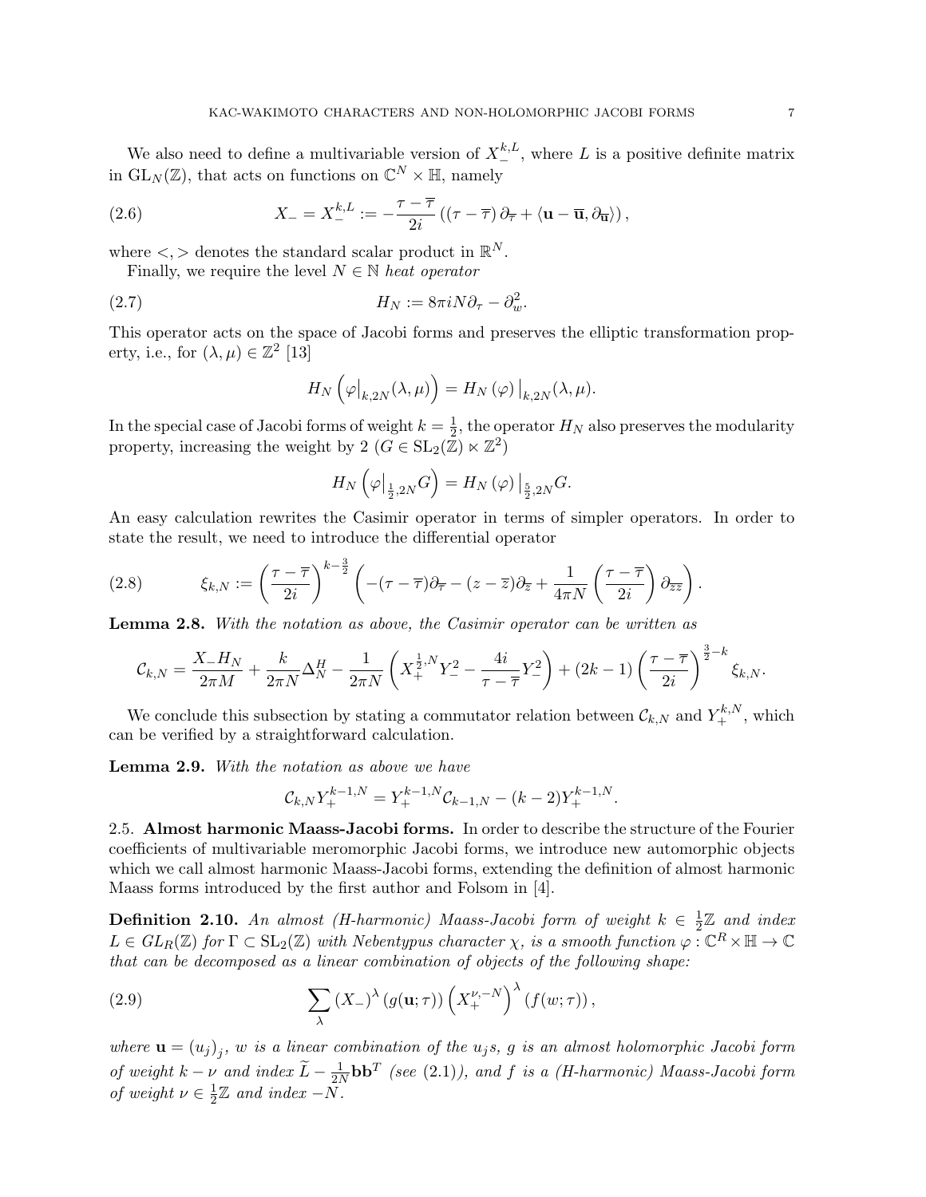We also need to define a multivariable version of $X_-^{k,L}$, where $L$ is a positive definite matrix in $\mathrm{GL}_N(\mathbb{Z})$, that acts on functions on $\mathbb{C}^N \times \mathbb{H}$, namely

$$X_- = X_-^{k,L} := -\frac{\tau - \overline{\tau}}{2i}\left((\tau - \overline{\tau})\,\partial_{\overline{\tau}} + \langle \mathbf{u} - \overline{\mathbf{u}}, \partial_{\overline{\mathbf{u}}}\rangle\right), \tag{2.6}$$

where $<,>$ denotes the standard scalar product in $\mathbb{R}^N$.

Finally, we require the level $N \in \mathbb{N}$ *heat operator*

$$H_N := 8\pi i N \partial_\tau - \partial_w^2. \tag{2.7}$$

This operator acts on the space of Jacobi forms and preserves the elliptic transformation property, i.e., for $(\lambda, \mu) \in \mathbb{Z}^2$ [13]

$$H_N\left(\varphi\big|_{k,2N}(\lambda,\mu)\right) = H_N(\varphi)\big|_{k,2N}(\lambda,\mu).$$

In the special case of Jacobi forms of weight $k = \frac{1}{2}$, the operator $H_N$ also preserves the modularity property, increasing the weight by 2 ($G \in \mathrm{SL}_2(\mathbb{Z}) \ltimes \mathbb{Z}^2$)

$$H_N\left(\varphi\big|_{\frac{1}{2},2N}G\right) = H_N(\varphi)\big|_{\frac{5}{2},2N}G.$$

An easy calculation rewrites the Casimir operator in terms of simpler operators. In order to state the result, we need to introduce the differential operator

$$\xi_{k,N} := \left(\frac{\tau - \overline{\tau}}{2i}\right)^{k-\frac{3}{2}}\left(-(\tau - \overline{\tau})\partial_{\overline{\tau}} - (z - \overline{z})\partial_{\overline{z}} + \frac{1}{4\pi N}\left(\frac{\tau - \overline{\tau}}{2i}\right)\partial_{\overline{z}\overline{z}}\right). \tag{2.8}$$

**Lemma 2.8.** *With the notation as above, the Casimir operator can be written as*

$$\mathcal{C}_{k,N} = \frac{X_- H_N}{2\pi M} + \frac{k}{2\pi N}\Delta_N^H - \frac{1}{2\pi N}\left(X_+^{\frac{1}{2},N}Y_-^2 - \frac{4i}{\tau - \overline{\tau}}Y_-^2\right) + (2k-1)\left(\frac{\tau - \overline{\tau}}{2i}\right)^{\frac{3}{2}-k}\xi_{k,N}.$$

We conclude this subsection by stating a commutator relation between $\mathcal{C}_{k,N}$ and $Y_+^{k,N}$, which can be verified by a straightforward calculation.

**Lemma 2.9.** *With the notation as above we have*

$$\mathcal{C}_{k,N}Y_+^{k-1,N} = Y_+^{k-1,N}\mathcal{C}_{k-1,N} - (k-2)Y_+^{k-1,N}.$$

2.5. **Almost harmonic Maass-Jacobi forms.** In order to describe the structure of the Fourier coefficients of multivariable meromorphic Jacobi forms, we introduce new automorphic objects which we call almost harmonic Maass-Jacobi forms, extending the definition of almost harmonic Maass forms introduced by the first author and Folsom in [4].

**Definition 2.10.** *An almost (H-harmonic) Maass-Jacobi form of weight $k \in \frac{1}{2}\mathbb{Z}$ and index $L \in GL_R(\mathbb{Z})$ for $\Gamma \subset \mathrm{SL}_2(\mathbb{Z})$ with Nebentypus character $\chi$, is a smooth function $\varphi : \mathbb{C}^R \times \mathbb{H} \to \mathbb{C}$ that can be decomposed as a linear combination of objects of the following shape:*

$$\sum_\lambda (X_-)^\lambda\left(g(\mathbf{u};\tau)\right)\left(X_+^{\nu,-N}\right)^\lambda\left(f(w;\tau)\right), \tag{2.9}$$

*where $\mathbf{u} = (u_j)_j$, $w$ is a linear combination of the $u_j$s, $g$ is an almost holomorphic Jacobi form of weight $k - \nu$ and index $\widetilde{L} - \frac{1}{2N}\mathbf{b}\mathbf{b}^T$ (see (2.1)), and $f$ is a (H-harmonic) Maass-Jacobi form of weight $\nu \in \frac{1}{2}\mathbb{Z}$ and index $-N$.*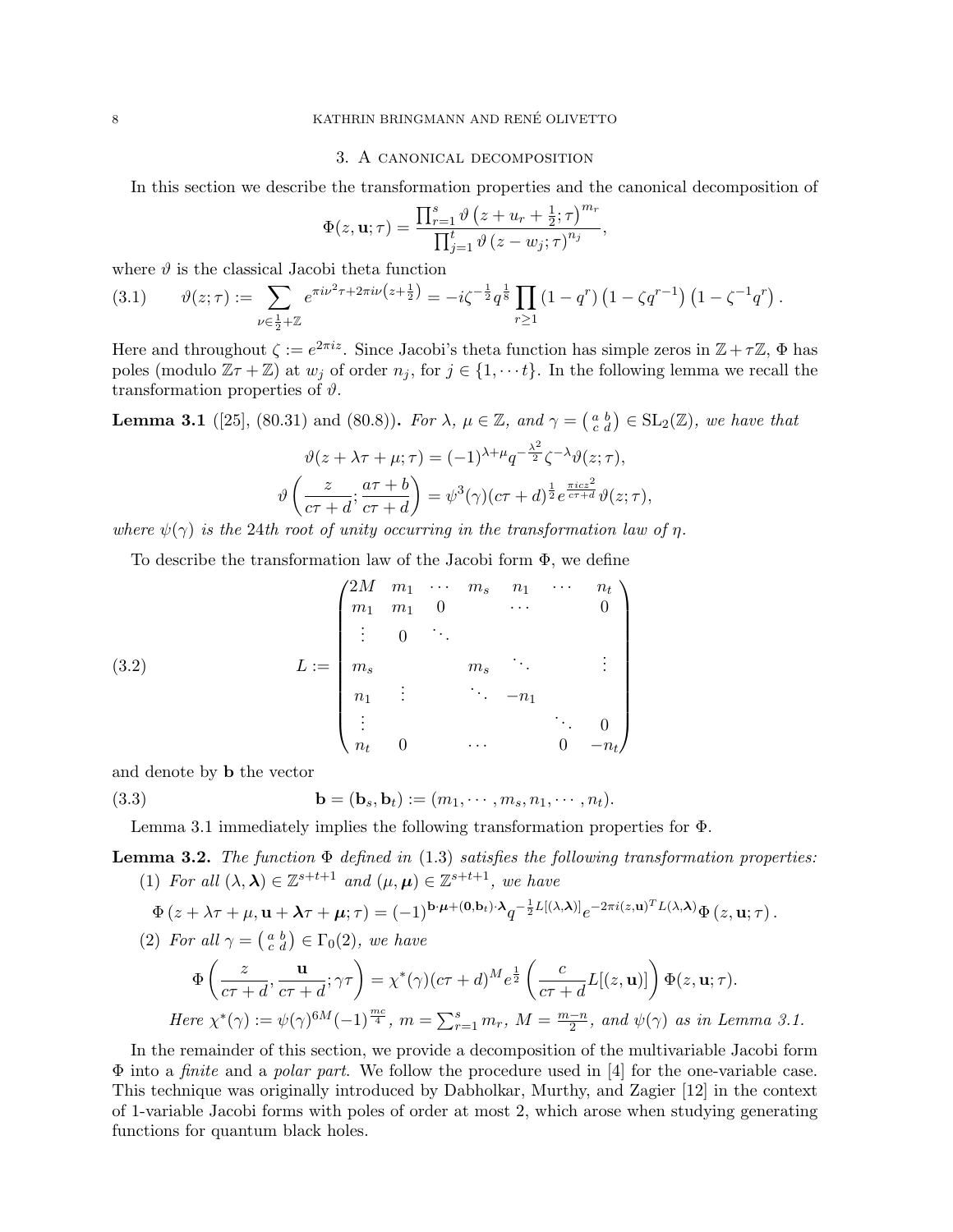## 3. A canonical decomposition

In this section we describe the transformation properties and the canonical decomposition of

$$\Phi(z, \mathbf{u}; \tau) = \frac{\prod_{r=1}^{s} \vartheta\left(z + u_r + \frac{1}{2}; \tau\right)^{m_r}}{\prod_{j=1}^{t} \vartheta\left(z - w_j; \tau\right)^{n_j}},$$

where $\vartheta$ is the classical Jacobi theta function

$$\vartheta(z; \tau) := \sum_{\nu \in \frac{1}{2} + \mathbb{Z}} e^{\pi i \nu^2 \tau + 2\pi i \nu\left(z + \frac{1}{2}\right)} = -i\zeta^{-\frac{1}{2}} q^{\frac{1}{8}} \prod_{r \geq 1} \left(1 - q^r\right)\left(1 - \zeta q^{r-1}\right)\left(1 - \zeta^{-1} q^r\right). \tag{3.1}$$

Here and throughout $\zeta := e^{2\pi i z}$. Since Jacobi's theta function has simple zeros in $\mathbb{Z} + \tau\mathbb{Z}$, $\Phi$ has poles (modulo $\mathbb{Z}\tau + \mathbb{Z}$) at $w_j$ of order $n_j$, for $j \in \{1, \cdots t\}$. In the following lemma we recall the transformation properties of $\vartheta$.

**Lemma 3.1** ([25], (80.31) and (80.8))**.** *For $\lambda, \mu \in \mathbb{Z}$, and $\gamma = \left(\begin{smallmatrix} a & b \\ c & d \end{smallmatrix}\right) \in \mathrm{SL}_2(\mathbb{Z})$, we have that*

$$\vartheta(z + \lambda\tau + \mu; \tau) = (-1)^{\lambda + \mu} q^{-\frac{\lambda^2}{2}} \zeta^{-\lambda} \vartheta(z; \tau),$$

$$\vartheta\left(\frac{z}{c\tau + d}; \frac{a\tau + b}{c\tau + d}\right) = \psi^3(\gamma)(c\tau + d)^{\frac{1}{2}} e^{\frac{\pi i c z^2}{c\tau + d}} \vartheta(z; \tau),$$

*where $\psi(\gamma)$ is the 24th root of unity occurring in the transformation law of $\eta$.*

To describe the transformation law of the Jacobi form $\Phi$, we define

$$L := \begin{pmatrix} 2M & m_1 & \cdots & m_s & n_1 & \cdots & n_t \\ m_1 & m_1 & 0 & & \cdots & & 0 \\ \vdots & 0 & \ddots & & & & \\ m_s & & & m_s & \ddots & & \vdots \\ n_1 & \vdots & & \ddots & -n_1 & & \\ \vdots & & & & & \ddots & 0 \\ n_t & 0 & & \cdots & & 0 & -n_t \end{pmatrix} \tag{3.2}$$

and denote by $\mathbf{b}$ the vector

$$\mathbf{b} = (\mathbf{b}_s, \mathbf{b}_t) := (m_1, \cdots, m_s, n_1, \cdots, n_t). \tag{3.3}$$

Lemma 3.1 immediately implies the following transformation properties for $\Phi$.

**Lemma 3.2.** *The function $\Phi$ defined in (1.3) satisfies the following transformation properties:*

1. *For all $(\lambda, \boldsymbol{\lambda}) \in \mathbb{Z}^{s+t+1}$ and $(\mu, \boldsymbol{\mu}) \in \mathbb{Z}^{s+t+1}$, we have*
$$\Phi\left(z + \lambda\tau + \mu, \mathbf{u} + \boldsymbol{\lambda}\tau + \boldsymbol{\mu}; \tau\right) = (-1)^{\mathbf{b}\cdot\boldsymbol{\mu} + (\mathbf{0}, \mathbf{b}_t)\cdot\boldsymbol{\lambda}} q^{-\frac{1}{2}L[(\lambda, \boldsymbol{\lambda})]} e^{-2\pi i (z, \mathbf{u})^T L(\lambda, \boldsymbol{\lambda})} \Phi\left(z, \mathbf{u}; \tau\right).$$
2. *For all $\gamma = \left(\begin{smallmatrix} a & b \\ c & d \end{smallmatrix}\right) \in \Gamma_0(2)$, we have*
$$\Phi\left(\frac{z}{c\tau + d}, \frac{\mathbf{u}}{c\tau + d}; \gamma\tau\right) = \chi^*(\gamma)(c\tau + d)^M e^{\frac{1}{2}}\left(\frac{c}{c\tau + d} L[(z, \mathbf{u})]\right) \Phi(z, \mathbf{u}; \tau).$$
*Here $\chi^*(\gamma) := \psi(\gamma)^{6M}(-1)^{\frac{mc}{4}}$, $m = \sum_{r=1}^{s} m_r$, $M = \frac{m-n}{2}$, and $\psi(\gamma)$ as in Lemma 3.1.*

In the remainder of this section, we provide a decomposition of the multivariable Jacobi form $\Phi$ into a *finite* and a *polar part*. We follow the procedure used in [4] for the one-variable case. This technique was originally introduced by Dabholkar, Murthy, and Zagier [12] in the context of 1-variable Jacobi forms with poles of order at most 2, which arose when studying generating functions for quantum black holes.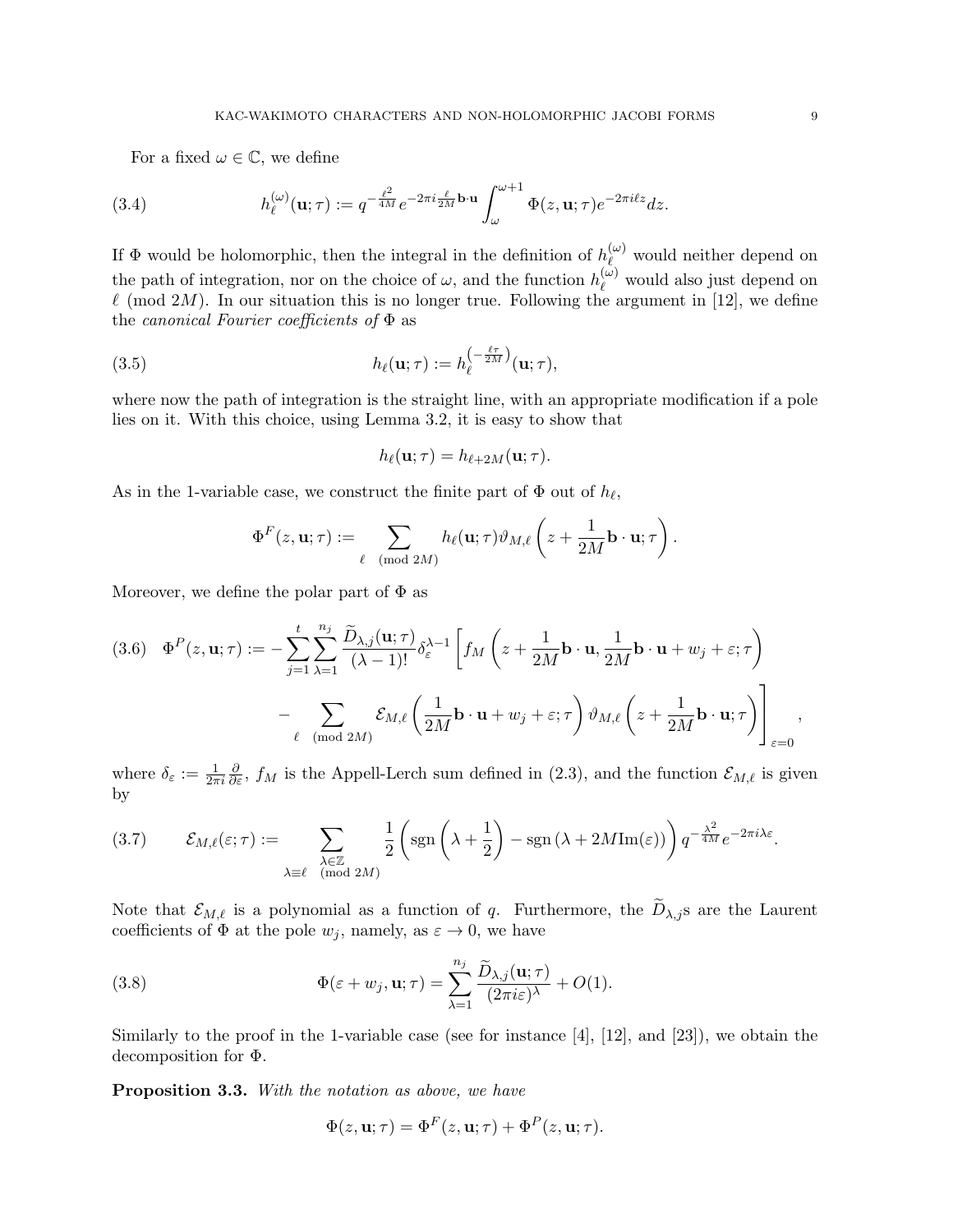For a fixed $\omega \in \mathbb{C}$, we define

$$h_\ell^{(\omega)}(\mathbf{u};\tau) := q^{-\frac{\ell^2}{4M}} e^{-2\pi i \frac{\ell}{2M}\mathbf{b}\cdot\mathbf{u}} \int_\omega^{\omega+1} \Phi(z,\mathbf{u};\tau) e^{-2\pi i \ell z} dz. \tag{3.4}$$

If $\Phi$ would be holomorphic, then the integral in the definition of $h_\ell^{(\omega)}$ would neither depend on the path of integration, nor on the choice of $\omega$, and the function $h_\ell^{(\omega)}$ would also just depend on $\ell \pmod{2M}$. In our situation this is no longer true. Following the argument in [12], we define the *canonical Fourier coefficients of* $\Phi$ as

$$h_\ell(\mathbf{u};\tau) := h_\ell^{\left(-\frac{\ell\tau}{2M}\right)}(\mathbf{u};\tau), \tag{3.5}$$

where now the path of integration is the straight line, with an appropriate modification if a pole lies on it. With this choice, using Lemma 3.2, it is easy to show that

$$h_\ell(\mathbf{u};\tau) = h_{\ell+2M}(\mathbf{u};\tau).$$

As in the 1-variable case, we construct the finite part of $\Phi$ out of $h_\ell$,

$$\Phi^F(z,\mathbf{u};\tau) := \sum_{\ell \pmod{2M}} h_\ell(\mathbf{u};\tau) \vartheta_{M,\ell}\left(z + \frac{1}{2M}\mathbf{b}\cdot\mathbf{u};\tau\right).$$

Moreover, we define the polar part of $\Phi$ as

$$\begin{aligned}\Phi^P(z,\mathbf{u};\tau) := -\sum_{j=1}^{t}\sum_{\lambda=1}^{n_j} \frac{\widetilde{D}_{\lambda,j}(\mathbf{u};\tau)}{(\lambda-1)!} \delta_\varepsilon^{\lambda-1} \Bigg[ & f_M\left(z + \frac{1}{2M}\mathbf{b}\cdot\mathbf{u}, \frac{1}{2M}\mathbf{b}\cdot\mathbf{u} + w_j + \varepsilon;\tau\right) \\ & - \sum_{\ell \pmod{2M}} \mathcal{E}_{M,\ell}\left(\frac{1}{2M}\mathbf{b}\cdot\mathbf{u} + w_j + \varepsilon;\tau\right) \vartheta_{M,\ell}\left(z + \frac{1}{2M}\mathbf{b}\cdot\mathbf{u};\tau\right)\Bigg]_{\varepsilon=0},\end{aligned} \tag{3.6}$$

where $\delta_\varepsilon := \frac{1}{2\pi i}\frac{\partial}{\partial \varepsilon}$, $f_M$ is the Appell-Lerch sum defined in (2.3), and the function $\mathcal{E}_{M,\ell}$ is given by

$$\mathcal{E}_{M,\ell}(\varepsilon;\tau) := \sum_{\substack{\lambda\in\mathbb{Z} \\ \lambda \equiv \ell \pmod{2M}}} \frac{1}{2}\left(\operatorname{sgn}\left(\lambda + \frac{1}{2}\right) - \operatorname{sgn}\left(\lambda + 2M\operatorname{Im}(\varepsilon)\right)\right) q^{-\frac{\lambda^2}{4M}} e^{-2\pi i \lambda\varepsilon}. \tag{3.7}$$

Note that $\mathcal{E}_{M,\ell}$ is a polynomial as a function of $q$. Furthermore, the $\widetilde{D}_{\lambda,j}$s are the Laurent coefficients of $\Phi$ at the pole $w_j$, namely, as $\varepsilon \to 0$, we have

$$\Phi(\varepsilon + w_j,\mathbf{u};\tau) = \sum_{\lambda=1}^{n_j} \frac{\widetilde{D}_{\lambda,j}(\mathbf{u};\tau)}{(2\pi i\varepsilon)^\lambda} + O(1). \tag{3.8}$$

Similarly to the proof in the 1-variable case (see for instance [4], [12], and [23]), we obtain the decomposition for $\Phi$.

**Proposition 3.3.** *With the notation as above, we have*

$$\Phi(z,\mathbf{u};\tau) = \Phi^F(z,\mathbf{u};\tau) + \Phi^P(z,\mathbf{u};\tau).$$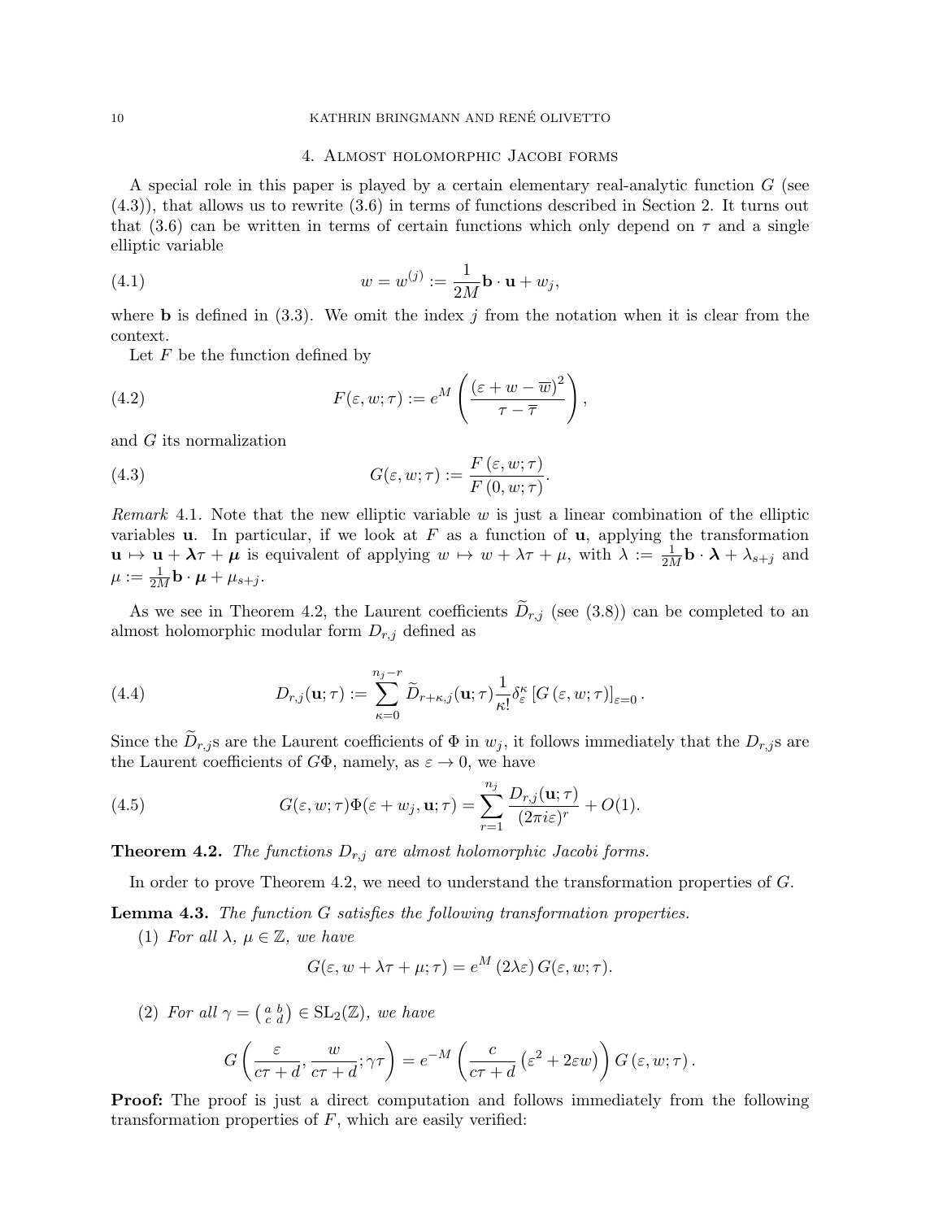## 4. Almost holomorphic Jacobi forms

A special role in this paper is played by a certain elementary real-analytic function $G$ (see (4.3)), that allows us to rewrite (3.6) in terms of functions described in Section 2. It turns out that (3.6) can be written in terms of certain functions which only depend on $\tau$ and a single elliptic variable

$$w = w^{(j)} := \frac{1}{2M}\mathbf{b}\cdot\mathbf{u} + w_j, \tag{4.1}$$

where $\mathbf{b}$ is defined in (3.3). We omit the index $j$ from the notation when it is clear from the context.

Let $F$ be the function defined by

$$F(\varepsilon, w; \tau) := e^M\left(\frac{(\varepsilon + w - \overline{w})^2}{\tau - \overline{\tau}}\right), \tag{4.2}$$

and $G$ its normalization

$$G(\varepsilon, w; \tau) := \frac{F(\varepsilon, w; \tau)}{F(0, w; \tau)}. \tag{4.3}$$

*Remark* 4.1. Note that the new elliptic variable $w$ is just a linear combination of the elliptic variables $\mathbf{u}$. In particular, if we look at $F$ as a function of $\mathbf{u}$, applying the transformation $\mathbf{u} \mapsto \mathbf{u} + \boldsymbol{\lambda}\tau + \boldsymbol{\mu}$ is equivalent of applying $w \mapsto w + \lambda\tau + \mu$, with $\lambda := \frac{1}{2M}\mathbf{b}\cdot\boldsymbol{\lambda} + \lambda_{s+j}$ and $\mu := \frac{1}{2M}\mathbf{b}\cdot\boldsymbol{\mu} + \mu_{s+j}$.

As we see in Theorem 4.2, the Laurent coefficients $\widetilde{D}_{r,j}$ (see (3.8)) can be completed to an almost holomorphic modular form $D_{r,j}$ defined as

$$D_{r,j}(\mathbf{u}; \tau) := \sum_{\kappa=0}^{n_j - r} \widetilde{D}_{r+\kappa,j}(\mathbf{u}; \tau)\frac{1}{\kappa!}\delta_\varepsilon^\kappa \left[G(\varepsilon, w; \tau)\right]_{\varepsilon=0}. \tag{4.4}$$

Since the $\widetilde{D}_{r,j}$s are the Laurent coefficients of $\Phi$ in $w_j$, it follows immediately that the $D_{r,j}$s are the Laurent coefficients of $G\Phi$, namely, as $\varepsilon \to 0$, we have

$$G(\varepsilon, w; \tau)\Phi(\varepsilon + w_j, \mathbf{u}; \tau) = \sum_{r=1}^{n_j} \frac{D_{r,j}(\mathbf{u}; \tau)}{(2\pi i\varepsilon)^r} + O(1). \tag{4.5}$$

**Theorem 4.2.** *The functions $D_{r,j}$ are almost holomorphic Jacobi forms.*

In order to prove Theorem 4.2, we need to understand the transformation properties of $G$.

**Lemma 4.3.** *The function $G$ satisfies the following transformation properties.*

(1) *For all $\lambda$, $\mu \in \mathbb{Z}$, we have*

$$G(\varepsilon, w + \lambda\tau + \mu; \tau) = e^M(2\lambda\varepsilon)\, G(\varepsilon, w; \tau).$$

(2) *For all $\gamma = \left(\begin{smallmatrix} a & b \\ c & d \end{smallmatrix}\right) \in \mathrm{SL}_2(\mathbb{Z})$, we have*

$$G\left(\frac{\varepsilon}{c\tau + d}, \frac{w}{c\tau + d}; \gamma\tau\right) = e^{-M}\left(\frac{c}{c\tau + d}\left(\varepsilon^2 + 2\varepsilon w\right)\right) G(\varepsilon, w; \tau).$$

**Proof:** The proof is just a direct computation and follows immediately from the following transformation properties of $F$, which are easily verified: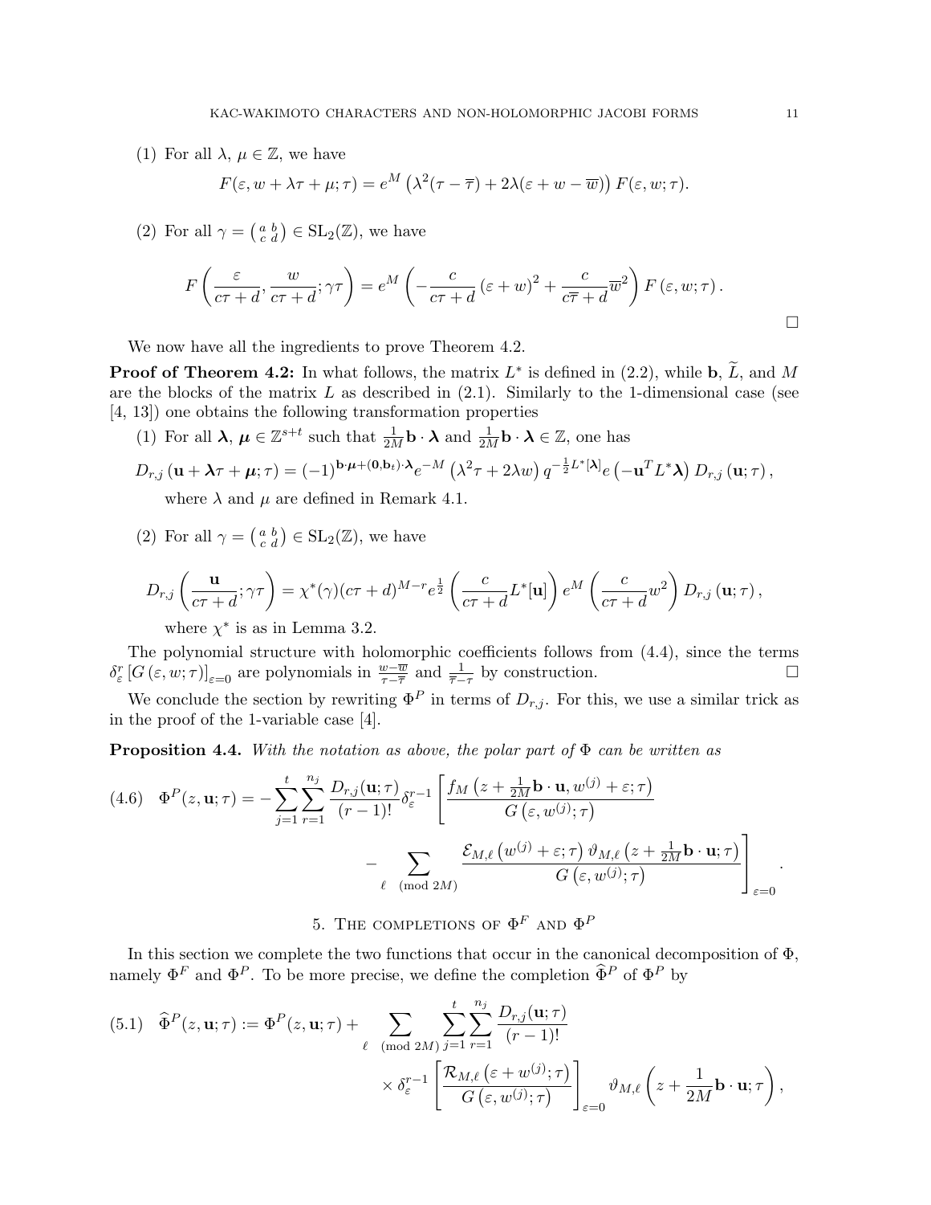(1) For all $\lambda$, $\mu \in \mathbb{Z}$, we have

$$F(\varepsilon, w + \lambda\tau + \mu; \tau) = e^M \left(\lambda^2(\tau - \overline{\tau}) + 2\lambda(\varepsilon + w - \overline{w})\right) F(\varepsilon, w; \tau).$$

(2) For all $\gamma = \left(\begin{smallmatrix} a & b \\ c & d \end{smallmatrix}\right) \in \mathrm{SL}_2(\mathbb{Z})$, we have

$$F\left(\frac{\varepsilon}{c\tau + d}, \frac{w}{c\tau + d}; \gamma\tau\right) = e^M \left(-\frac{c}{c\tau + d}\left(\varepsilon + w\right)^2 + \frac{c}{c\overline{\tau} + d}\overline{w}^2\right) F\left(\varepsilon, w; \tau\right).$$

□

We now have all the ingredients to prove Theorem 4.2.

**Proof of Theorem 4.2:** In what follows, the matrix $L^*$ is defined in (2.2), while $\mathbf{b}$, $\widetilde{L}$, and $M$ are the blocks of the matrix $L$ as described in (2.1). Similarly to the 1-dimensional case (see [4, 13]) one obtains the following transformation properties

(1) For all $\boldsymbol{\lambda}$, $\boldsymbol{\mu} \in \mathbb{Z}^{s+t}$ such that $\frac{1}{2M}\mathbf{b} \cdot \boldsymbol{\lambda}$ and $\frac{1}{2M}\mathbf{b} \cdot \boldsymbol{\lambda} \in \mathbb{Z}$, one has

$$D_{r,j}\left(\mathbf{u} + \boldsymbol{\lambda}\tau + \boldsymbol{\mu}; \tau\right) = (-1)^{\mathbf{b} \cdot \boldsymbol{\mu} + (\mathbf{0}, \mathbf{b}_t) \cdot \boldsymbol{\lambda}} e^{-M}\left(\lambda^2\tau + 2\lambda w\right) q^{-\frac{1}{2}L^*[\boldsymbol{\lambda}]} e\left(-\mathbf{u}^T L^* \boldsymbol{\lambda}\right) D_{r,j}\left(\mathbf{u}; \tau\right),$$

where $\lambda$ and $\mu$ are defined in Remark 4.1.

(2) For all $\gamma = \left(\begin{smallmatrix} a & b \\ c & d \end{smallmatrix}\right) \in \mathrm{SL}_2(\mathbb{Z})$, we have

$$D_{r,j}\left(\frac{\mathbf{u}}{c\tau + d}; \gamma\tau\right) = \chi^*(\gamma)(c\tau + d)^{M-r} e^{\frac{1}{2}}\left(\frac{c}{c\tau + d}L^*[\mathbf{u}]\right) e^M\left(\frac{c}{c\tau + d}w^2\right) D_{r,j}\left(\mathbf{u}; \tau\right),$$

where $\chi^*$ is as in Lemma 3.2.

The polynomial structure with holomorphic coefficients follows from (4.4), since the terms $\delta_\varepsilon^r \left[G\left(\varepsilon, w; \tau\right)\right]_{\varepsilon=0}$ are polynomials in $\frac{w - \overline{w}}{\tau - \overline{\tau}}$ and $\frac{1}{\overline{\tau} - \tau}$ by construction. □

We conclude the section by rewriting $\Phi^P$ in terms of $D_{r,j}$. For this, we use a similar trick as in the proof of the 1-variable case [4].

**Proposition 4.4.** *With the notation as above, the polar part of $\Phi$ can be written as*

$$(4.6) \quad \Phi^P(z, \mathbf{u}; \tau) = -\sum_{j=1}^{t} \sum_{r=1}^{n_j} \frac{D_{r,j}(\mathbf{u}; \tau)}{(r-1)!} \delta_\varepsilon^{r-1} \left[\frac{f_M\left(z + \frac{1}{2M}\mathbf{b} \cdot \mathbf{u}, w^{(j)} + \varepsilon; \tau\right)}{G\left(\varepsilon, w^{(j)}; \tau\right)} - \sum_{\ell \pmod{2M}} \frac{\mathcal{E}_{M,\ell}\left(w^{(j)} + \varepsilon; \tau\right) \vartheta_{M,\ell}\left(z + \frac{1}{2M}\mathbf{b} \cdot \mathbf{u}; \tau\right)}{G\left(\varepsilon, w^{(j)}; \tau\right)}\right]_{\varepsilon=0}.$$

## 5. The completions of $\Phi^F$ and $\Phi^P$

In this section we complete the two functions that occur in the canonical decomposition of $\Phi$, namely $\Phi^F$ and $\Phi^P$. To be more precise, we define the completion $\widehat{\Phi}^P$ of $\Phi^P$ by

$$(5.1) \quad \widehat{\Phi}^P(z, \mathbf{u}; \tau) := \Phi^P(z, \mathbf{u}; \tau) + \sum_{\ell \pmod{2M}} \sum_{j=1}^{t} \sum_{r=1}^{n_j} \frac{D_{r,j}(\mathbf{u}; \tau)}{(r-1)!} \times \delta_\varepsilon^{r-1} \left[\frac{\mathcal{R}_{M,\ell}\left(\varepsilon + w^{(j)}; \tau\right)}{G\left(\varepsilon, w^{(j)}; \tau\right)}\right]_{\varepsilon=0} \vartheta_{M,\ell}\left(z + \frac{1}{2M}\mathbf{b} \cdot \mathbf{u}; \tau\right),$$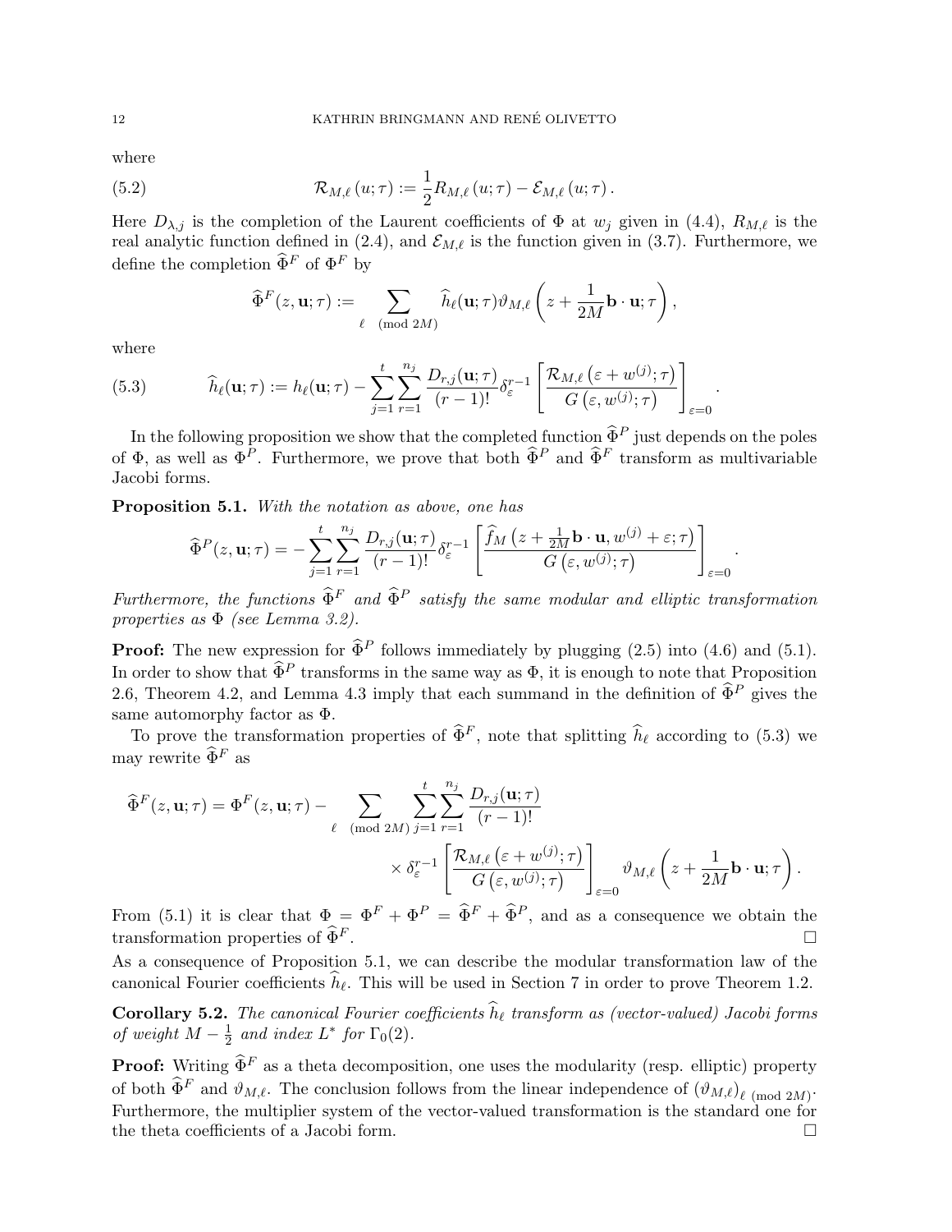where

$$\mathcal{R}_{M,\ell}\left(u;\tau\right) := \frac{1}{2}R_{M,\ell}\left(u;\tau\right) - \mathcal{E}_{M,\ell}\left(u;\tau\right). \tag{5.2}$$

Here $D_{\lambda,j}$ is the completion of the Laurent coefficients of $\Phi$ at $w_j$ given in (4.4), $R_{M,\ell}$ is the real analytic function defined in (2.4), and $\mathcal{E}_{M,\ell}$ is the function given in (3.7). Furthermore, we define the completion $\widehat{\Phi}^F$ of $\Phi^F$ by

$$\widehat{\Phi}^F(z,\mathbf{u};\tau) := \sum_{\ell \pmod{2M}} \widehat{h}_\ell(\mathbf{u};\tau)\vartheta_{M,\ell}\left(z + \frac{1}{2M}\mathbf{b}\cdot\mathbf{u};\tau\right),$$

where

$$\widehat{h}_\ell(\mathbf{u};\tau) := h_\ell(\mathbf{u};\tau) - \sum_{j=1}^{t}\sum_{r=1}^{n_j} \frac{D_{r,j}(\mathbf{u};\tau)}{(r-1)!}\delta_\varepsilon^{r-1}\left[\frac{\mathcal{R}_{M,\ell}\left(\varepsilon + w^{(j)};\tau\right)}{G\left(\varepsilon, w^{(j)};\tau\right)}\right]_{\varepsilon=0}. \tag{5.3}$$

In the following proposition we show that the completed function $\widehat{\Phi}^P$ just depends on the poles of $\Phi$, as well as $\Phi^P$. Furthermore, we prove that both $\widehat{\Phi}^P$ and $\widehat{\Phi}^F$ transform as multivariable Jacobi forms.

**Proposition 5.1.** *With the notation as above, one has*

$$\widehat{\Phi}^P(z,\mathbf{u};\tau) = -\sum_{j=1}^{t}\sum_{r=1}^{n_j} \frac{D_{r,j}(\mathbf{u};\tau)}{(r-1)!}\delta_\varepsilon^{r-1}\left[\frac{\widehat{f}_M\left(z + \frac{1}{2M}\mathbf{b}\cdot\mathbf{u}, w^{(j)} + \varepsilon;\tau\right)}{G\left(\varepsilon, w^{(j)};\tau\right)}\right]_{\varepsilon=0}.$$

*Furthermore, the functions $\widehat{\Phi}^F$ and $\widehat{\Phi}^P$ satisfy the same modular and elliptic transformation properties as $\Phi$ (see Lemma 3.2).*

**Proof:** The new expression for $\widehat{\Phi}^P$ follows immediately by plugging (2.5) into (4.6) and (5.1). In order to show that $\widehat{\Phi}^P$ transforms in the same way as $\Phi$, it is enough to note that Proposition 2.6, Theorem 4.2, and Lemma 4.3 imply that each summand in the definition of $\widehat{\Phi}^P$ gives the same automorphy factor as $\Phi$.

To prove the transformation properties of $\widehat{\Phi}^F$, note that splitting $\widehat{h}_\ell$ according to (5.3) we may rewrite $\widehat{\Phi}^F$ as

$$\widehat{\Phi}^F(z,\mathbf{u};\tau) = \Phi^F(z,\mathbf{u};\tau) - \sum_{\ell \pmod{2M}}\sum_{j=1}^{t}\sum_{r=1}^{n_j}\frac{D_{r,j}(\mathbf{u};\tau)}{(r-1)!} \times \delta_\varepsilon^{r-1}\left[\frac{\mathcal{R}_{M,\ell}\left(\varepsilon + w^{(j)};\tau\right)}{G\left(\varepsilon, w^{(j)};\tau\right)}\right]_{\varepsilon=0}\vartheta_{M,\ell}\left(z + \frac{1}{2M}\mathbf{b}\cdot\mathbf{u};\tau\right).$$

From (5.1) it is clear that $\Phi = \Phi^F + \Phi^P = \widehat{\Phi}^F + \widehat{\Phi}^P$, and as a consequence we obtain the transformation properties of $\widehat{\Phi}^F$. $\square$

As a consequence of Proposition 5.1, we can describe the modular transformation law of the canonical Fourier coefficients $\widehat{h}_\ell$. This will be used in Section 7 in order to prove Theorem 1.2.

**Corollary 5.2.** *The canonical Fourier coefficients $\widehat{h}_\ell$ transform as (vector-valued) Jacobi forms of weight $M - \frac{1}{2}$ and index $L^*$ for $\Gamma_0(2)$.*

**Proof:** Writing $\widehat{\Phi}^F$ as a theta decomposition, one uses the modularity (resp. elliptic) property of both $\widehat{\Phi}^F$ and $\vartheta_{M,\ell}$. The conclusion follows from the linear independence of $(\vartheta_{M,\ell})_{\ell \pmod{2M}}$. Furthermore, the multiplier system of the vector-valued transformation is the standard one for the theta coefficients of a Jacobi form. $\square$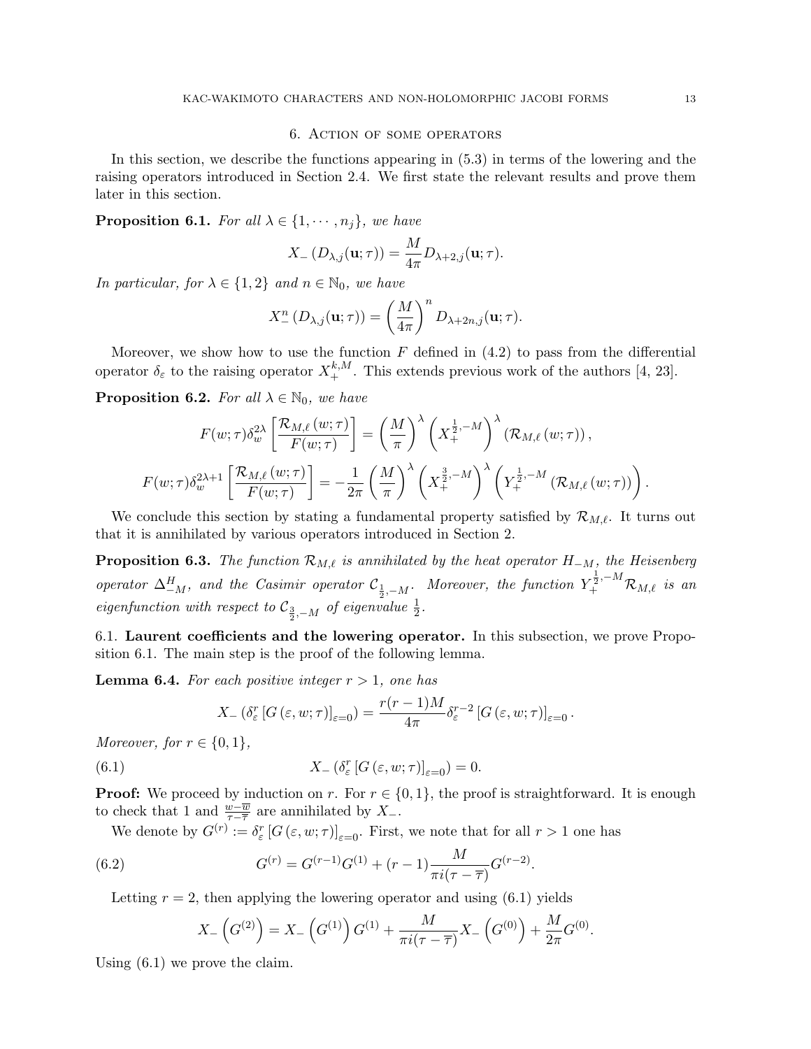## 6. Action of some operators

In this section, we describe the functions appearing in (5.3) in terms of the lowering and the raising operators introduced in Section 2.4. We first state the relevant results and prove them later in this section.

**Proposition 6.1.** *For all $\lambda \in \{1, \cdots, n_j\}$, we have*

$$X_-\left(D_{\lambda,j}(\mathbf{u};\tau)\right) = \frac{M}{4\pi} D_{\lambda+2,j}(\mathbf{u};\tau).$$

*In particular, for $\lambda \in \{1,2\}$ and $n \in \mathbb{N}_0$, we have*

$$X_-^n\left(D_{\lambda,j}(\mathbf{u};\tau)\right) = \left(\frac{M}{4\pi}\right)^n D_{\lambda+2n,j}(\mathbf{u};\tau).$$

Moreover, we show how to use the function $F$ defined in (4.2) to pass from the differential operator $\delta_\varepsilon$ to the raising operator $X_+^{k,M}$. This extends previous work of the authors [4, 23].

**Proposition 6.2.** *For all $\lambda \in \mathbb{N}_0$, we have*

$$F(w;\tau)\delta_w^{2\lambda}\left[\frac{\mathcal{R}_{M,\ell}(w;\tau)}{F(w;\tau)}\right] = \left(\frac{M}{\pi}\right)^\lambda \left(X_+^{\frac{1}{2},-M}\right)^\lambda \left(\mathcal{R}_{M,\ell}(w;\tau)\right),$$

$$F(w;\tau)\delta_w^{2\lambda+1}\left[\frac{\mathcal{R}_{M,\ell}(w;\tau)}{F(w;\tau)}\right] = -\frac{1}{2\pi}\left(\frac{M}{\pi}\right)^\lambda \left(X_+^{\frac{3}{2},-M}\right)^\lambda \left(Y_+^{\frac{1}{2},-M}\left(\mathcal{R}_{M,\ell}(w;\tau)\right)\right).$$

We conclude this section by stating a fundamental property satisfied by $\mathcal{R}_{M,\ell}$. It turns out that it is annihilated by various operators introduced in Section 2.

**Proposition 6.3.** *The function $\mathcal{R}_{M,\ell}$ is annihilated by the heat operator $H_{-M}$, the Heisenberg operator $\Delta_{-M}^H$, and the Casimir operator $\mathcal{C}_{\frac{1}{2},-M}$. Moreover, the function $Y_+^{\frac{1}{2},-M}\mathcal{R}_{M,\ell}$ is an eigenfunction with respect to $\mathcal{C}_{\frac{3}{2},-M}$ of eigenvalue $\frac{1}{2}$.*

### 6.1. Laurent coefficients and the lowering operator.

In this subsection, we prove Proposition 6.1. The main step is the proof of the following lemma.

**Lemma 6.4.** *For each positive integer $r > 1$, one has*

$$X_-\left(\delta_\varepsilon^r\left[G(\varepsilon,w;\tau)\right]_{\varepsilon=0}\right) = \frac{r(r-1)M}{4\pi}\delta_\varepsilon^{r-2}\left[G(\varepsilon,w;\tau)\right]_{\varepsilon=0}.$$

*Moreover, for $r \in \{0,1\}$,*

$$X_-\left(\delta_\varepsilon^r\left[G(\varepsilon,w;\tau)\right]_{\varepsilon=0}\right) = 0. \tag{6.1}$$

**Proof:** We proceed by induction on $r$. For $r \in \{0,1\}$, the proof is straightforward. It is enough to check that 1 and $\frac{w-\overline{w}}{\tau-\overline{\tau}}$ are annihilated by $X_-$.

We denote by $G^{(r)} := \delta_\varepsilon^r\left[G(\varepsilon,w;\tau)\right]_{\varepsilon=0}$. First, we note that for all $r > 1$ one has

$$G^{(r)} = G^{(r-1)}G^{(1)} + (r-1)\frac{M}{\pi i(\tau-\overline{\tau})}G^{(r-2)}. \tag{6.2}$$

Letting $r = 2$, then applying the lowering operator and using (6.1) yields

$$X_-\left(G^{(2)}\right) = X_-\left(G^{(1)}\right)G^{(1)} + \frac{M}{\pi i(\tau-\overline{\tau})}X_-\left(G^{(0)}\right) + \frac{M}{2\pi}G^{(0)}.$$

Using (6.1) we prove the claim.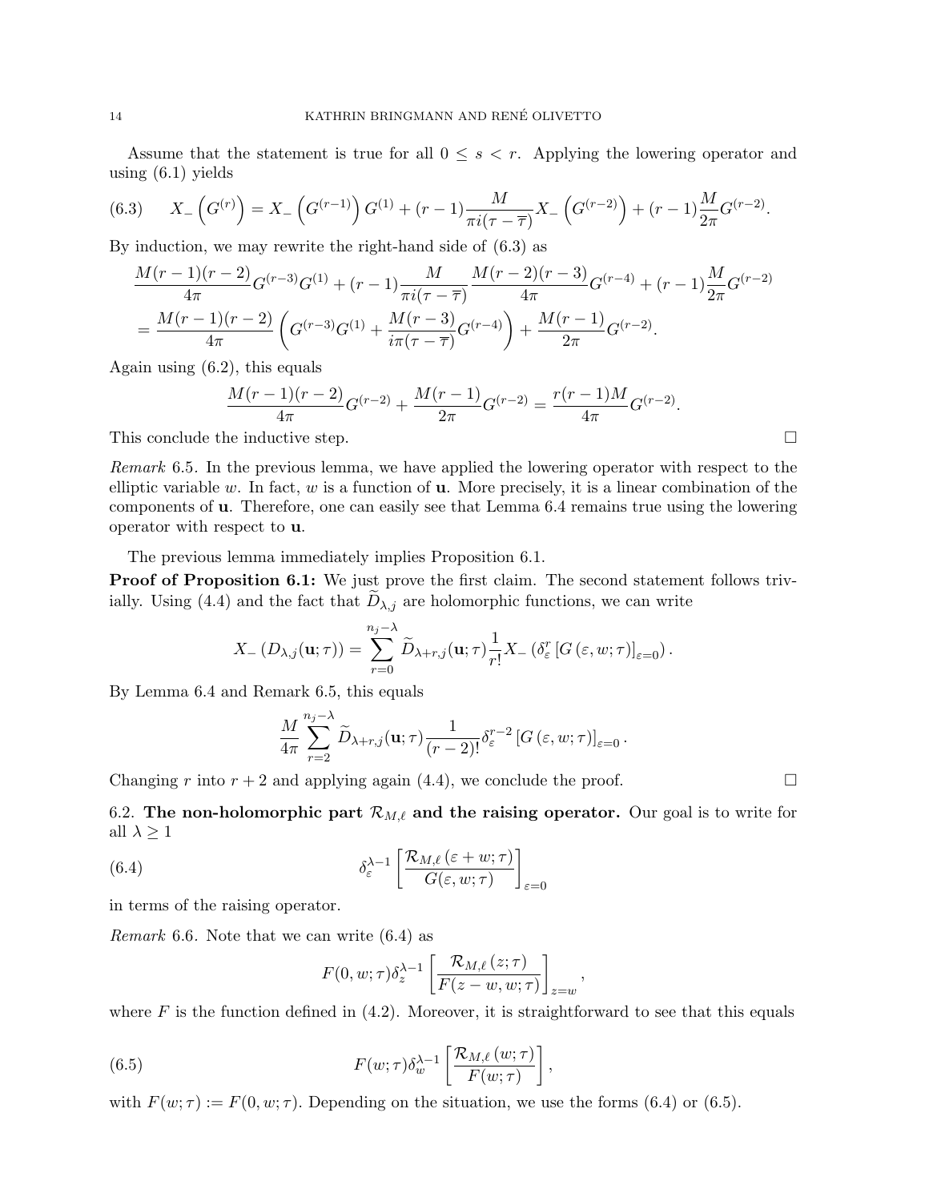Assume that the statement is true for all $0 \leq s < r$. Applying the lowering operator and using (6.1) yields

$$X_-\left(G^{(r)}\right) = X_-\left(G^{(r-1)}\right) G^{(1)} + (r-1)\frac{M}{\pi i(\tau-\overline{\tau})} X_-\left(G^{(r-2)}\right) + (r-1)\frac{M}{2\pi} G^{(r-2)}. \tag{6.3}$$

By induction, we may rewrite the right-hand side of (6.3) as

$$\begin{aligned}
&\frac{M(r-1)(r-2)}{4\pi} G^{(r-3)} G^{(1)} + (r-1)\frac{M}{\pi i(\tau-\overline{\tau})} \frac{M(r-2)(r-3)}{4\pi} G^{(r-4)} + (r-1)\frac{M}{2\pi} G^{(r-2)} \\
&= \frac{M(r-1)(r-2)}{4\pi}\left(G^{(r-3)} G^{(1)} + \frac{M(r-3)}{i\pi(\tau-\overline{\tau})} G^{(r-4)}\right) + \frac{M(r-1)}{2\pi} G^{(r-2)}.
\end{aligned}$$

Again using (6.2), this equals

$$\frac{M(r-1)(r-2)}{4\pi} G^{(r-2)} + \frac{M(r-1)}{2\pi} G^{(r-2)} = \frac{r(r-1)M}{4\pi} G^{(r-2)}.$$

This conclude the inductive step. $\square$

*Remark* 6.5. In the previous lemma, we have applied the lowering operator with respect to the elliptic variable $w$. In fact, $w$ is a function of $\mathbf{u}$. More precisely, it is a linear combination of the components of $\mathbf{u}$. Therefore, one can easily see that Lemma 6.4 remains true using the lowering operator with respect to $\mathbf{u}$.

The previous lemma immediately implies Proposition 6.1.

**Proof of Proposition 6.1:** We just prove the first claim. The second statement follows trivially. Using (4.4) and the fact that $\widetilde{D}_{\lambda,j}$ are holomorphic functions, we can write

$$X_-\left(D_{\lambda,j}(\mathbf{u};\tau)\right) = \sum_{r=0}^{n_j-\lambda} \widetilde{D}_{\lambda+r,j}(\mathbf{u};\tau)\frac{1}{r!} X_-\left(\delta_\varepsilon^r \left[G\left(\varepsilon, w;\tau\right)\right]_{\varepsilon=0}\right).$$

By Lemma 6.4 and Remark 6.5, this equals

$$\frac{M}{4\pi}\sum_{r=2}^{n_j-\lambda} \widetilde{D}_{\lambda+r,j}(\mathbf{u};\tau)\frac{1}{(r-2)!}\delta_\varepsilon^{r-2}\left[G\left(\varepsilon, w;\tau\right)\right]_{\varepsilon=0}.$$

Changing $r$ into $r+2$ and applying again (4.4), we conclude the proof. $\square$

6.2. **The non-holomorphic part $\mathcal{R}_{M,\ell}$ and the raising operator.** Our goal is to write for all $\lambda \geq 1$

$$\delta_\varepsilon^{\lambda-1}\left[\frac{\mathcal{R}_{M,\ell}\left(\varepsilon+w;\tau\right)}{G(\varepsilon,w;\tau)}\right]_{\varepsilon=0} \tag{6.4}$$

in terms of the raising operator.

*Remark* 6.6. Note that we can write (6.4) as

$$F(0,w;\tau)\delta_z^{\lambda-1}\left[\frac{\mathcal{R}_{M,\ell}\left(z;\tau\right)}{F(z-w,w;\tau)}\right]_{z=w},$$

where $F$ is the function defined in (4.2). Moreover, it is straightforward to see that this equals

$$F(w;\tau)\delta_w^{\lambda-1}\left[\frac{\mathcal{R}_{M,\ell}\left(w;\tau\right)}{F(w;\tau)}\right], \tag{6.5}$$

with $F(w;\tau) := F(0,w;\tau)$. Depending on the situation, we use the forms (6.4) or (6.5).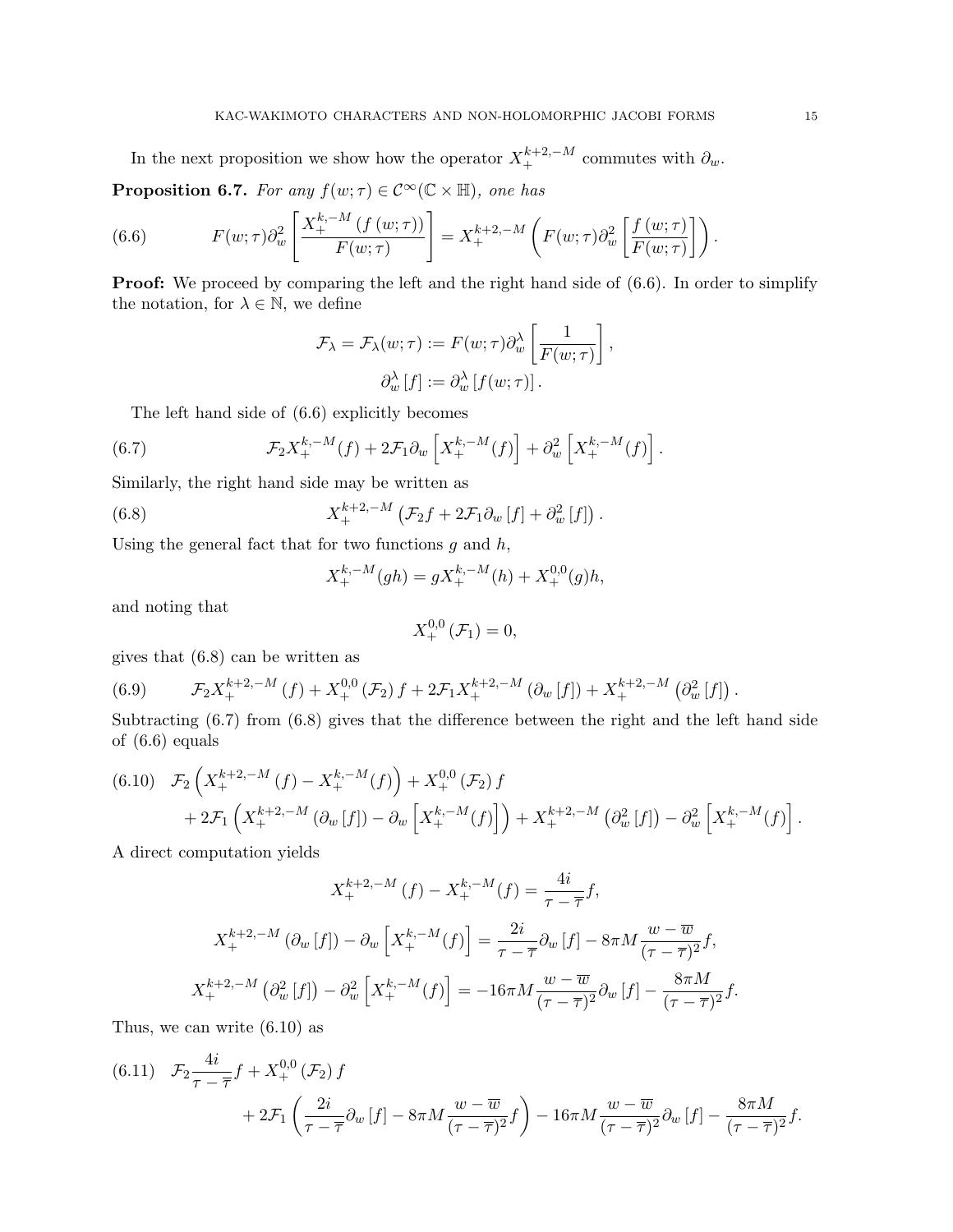In the next proposition we show how the operator $X_+^{k+2,-M}$ commutes with $\partial_w$.

**Proposition 6.7.** *For any $f(w;\tau) \in \mathcal{C}^\infty(\mathbb{C}\times\mathbb{H})$, one has*

$$F(w;\tau)\partial_w^2\left[\frac{X_+^{k,-M}\left(f\left(w;\tau\right)\right)}{F(w;\tau)}\right] = X_+^{k+2,-M}\left(F(w;\tau)\partial_w^2\left[\frac{f\left(w;\tau\right)}{F(w;\tau)}\right]\right). \tag{6.6}$$

**Proof:** We proceed by comparing the left and the right hand side of (6.6). In order to simplify the notation, for $\lambda \in \mathbb{N}$, we define

$$\mathcal{F}_\lambda = \mathcal{F}_\lambda(w;\tau) := F(w;\tau)\partial_w^\lambda\left[\frac{1}{F(w;\tau)}\right],$$
$$\partial_w^\lambda\left[f\right] := \partial_w^\lambda\left[f(w;\tau)\right].$$

The left hand side of (6.6) explicitly becomes

$$\mathcal{F}_2 X_+^{k,-M}(f) + 2\mathcal{F}_1\partial_w\left[X_+^{k,-M}(f)\right] + \partial_w^2\left[X_+^{k,-M}(f)\right]. \tag{6.7}$$

Similarly, the right hand side may be written as

$$X_+^{k+2,-M}\left(\mathcal{F}_2 f + 2\mathcal{F}_1\partial_w\left[f\right] + \partial_w^2\left[f\right]\right). \tag{6.8}$$

Using the general fact that for two functions $g$ and $h$,

$$X_+^{k,-M}(gh) = gX_+^{k,-M}(h) + X_+^{0,0}(g)h,$$

and noting that

$$X_+^{0,0}\left(\mathcal{F}_1\right) = 0,$$

gives that (6.8) can be written as

$$\mathcal{F}_2 X_+^{k+2,-M}\left(f\right) + X_+^{0,0}\left(\mathcal{F}_2\right)f + 2\mathcal{F}_1 X_+^{k+2,-M}\left(\partial_w\left[f\right]\right) + X_+^{k+2,-M}\left(\partial_w^2\left[f\right]\right). \tag{6.9}$$

Subtracting (6.7) from (6.8) gives that the difference between the right and the left hand side of (6.6) equals

$$\begin{aligned}\mathcal{F}_2&\left(X_+^{k+2,-M}\left(f\right) - X_+^{k,-M}(f)\right) + X_+^{0,0}\left(\mathcal{F}_2\right)f \\ &+ 2\mathcal{F}_1\left(X_+^{k+2,-M}\left(\partial_w\left[f\right]\right) - \partial_w\left[X_+^{k,-M}(f)\right]\right) + X_+^{k+2,-M}\left(\partial_w^2\left[f\right]\right) - \partial_w^2\left[X_+^{k,-M}(f)\right].\end{aligned} \tag{6.10}$$

A direct computation yields

$$X_+^{k+2,-M}\left(f\right) - X_+^{k,-M}(f) = \frac{4i}{\tau-\overline{\tau}}f,$$

$$X_+^{k+2,-M}\left(\partial_w\left[f\right]\right) - \partial_w\left[X_+^{k,-M}(f)\right] = \frac{2i}{\tau-\overline{\tau}}\partial_w\left[f\right] - 8\pi M\frac{w-\overline{w}}{(\tau-\overline{\tau})^2}f,$$

$$X_+^{k+2,-M}\left(\partial_w^2\left[f\right]\right) - \partial_w^2\left[X_+^{k,-M}(f)\right] = -16\pi M\frac{w-\overline{w}}{(\tau-\overline{\tau})^2}\partial_w\left[f\right] - \frac{8\pi M}{(\tau-\overline{\tau})^2}f.$$

Thus, we can write (6.10) as

$$\begin{aligned}\mathcal{F}_2&\frac{4i}{\tau-\overline{\tau}}f + X_+^{0,0}\left(\mathcal{F}_2\right)f \\ &+ 2\mathcal{F}_1\left(\frac{2i}{\tau-\overline{\tau}}\partial_w\left[f\right] - 8\pi M\frac{w-\overline{w}}{(\tau-\overline{\tau})^2}f\right) - 16\pi M\frac{w-\overline{w}}{(\tau-\overline{\tau})^2}\partial_w\left[f\right] - \frac{8\pi M}{(\tau-\overline{\tau})^2}f.\end{aligned} \tag{6.11}$$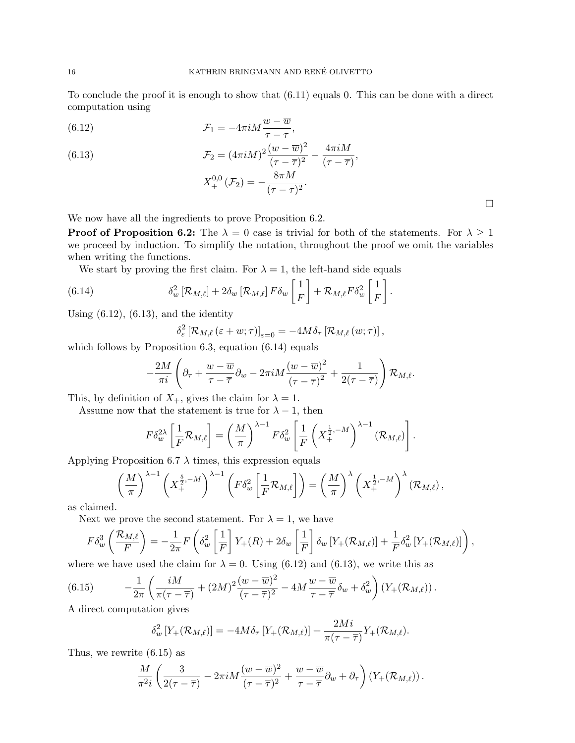To conclude the proof it is enough to show that (6.11) equals 0. This can be done with a direct computation using

$$\mathcal{F}_1 = -4\pi i M \frac{w-\overline{w}}{\tau-\overline{\tau}}, \tag{6.12}$$

$$\mathcal{F}_2 = (4\pi i M)^2 \frac{(w-\overline{w})^2}{(\tau-\overline{\tau})^2} - \frac{4\pi i M}{(\tau-\overline{\tau})}, \tag{6.13}$$

$$X_+^{0,0}\left(\mathcal{F}_2\right) = -\frac{8\pi M}{(\tau-\overline{\tau})^2}.$$

□

We now have all the ingredients to prove Proposition 6.2.

**Proof of Proposition 6.2:** The $\lambda = 0$ case is trivial for both of the statements. For $\lambda \geq 1$ we proceed by induction. To simplify the notation, throughout the proof we omit the variables when writing the functions.

We start by proving the first claim. For $\lambda = 1$, the left-hand side equals

$$\delta_w^2\left[\mathcal{R}_{M,\ell}\right] + 2\delta_w\left[\mathcal{R}_{M,\ell}\right] F \delta_w\left[\frac{1}{F}\right] + \mathcal{R}_{M,\ell} F \delta_w^2\left[\frac{1}{F}\right]. \tag{6.14}$$

Using (6.12), (6.13), and the identity

$$\delta_\varepsilon^2\left[\mathcal{R}_{M,\ell}\left(\varepsilon+w;\tau\right)\right]_{\varepsilon=0} = -4M\delta_\tau\left[\mathcal{R}_{M,\ell}\left(w;\tau\right)\right],$$

which follows by Proposition 6.3, equation (6.14) equals

$$-\frac{2M}{\pi i}\left(\partial_\tau + \frac{w-\overline{w}}{\tau-\overline{\tau}}\partial_w - 2\pi i M\frac{(w-\overline{w})^2}{(\tau-\overline{\tau})^2} + \frac{1}{2(\tau-\overline{\tau})}\right)\mathcal{R}_{M,\ell}.$$

This, by definition of $X_+$, gives the claim for $\lambda = 1$.

Assume now that the statement is true for $\lambda - 1$, then

$$F\delta_w^{2\lambda}\left[\frac{1}{F}\mathcal{R}_{M,\ell}\right] = \left(\frac{M}{\pi}\right)^{\lambda-1} F\delta_w^2\left[\frac{1}{F}\left(X_+^{\frac{1}{2},-M}\right)^{\lambda-1}\left(\mathcal{R}_{M,\ell}\right)\right].$$

Applying Proposition 6.7 $\lambda$ times, this expression equals

$$\left(\frac{M}{\pi}\right)^{\lambda-1}\left(X_+^{\frac{5}{2},-M}\right)^{\lambda-1}\left(F\delta_w^2\left[\frac{1}{F}\mathcal{R}_{M,\ell}\right]\right) = \left(\frac{M}{\pi}\right)^{\lambda}\left(X_+^{\frac{1}{2},-M}\right)^{\lambda}\left(\mathcal{R}_{M,\ell}\right),$$

as claimed.

Next we prove the second statement. For $\lambda = 1$, we have

$$F\delta_w^3\left(\frac{\mathcal{R}_{M,\ell}}{F}\right) = -\frac{1}{2\pi}F\left(\delta_w^2\left[\frac{1}{F}\right]Y_+(R) + 2\delta_w\left[\frac{1}{F}\right]\delta_w\left[Y_+(\mathcal{R}_{M,\ell})\right] + \frac{1}{F}\delta_w^2\left[Y_+(\mathcal{R}_{M,\ell})\right]\right),$$

where we have used the claim for $\lambda = 0$. Using (6.12) and (6.13), we write this as

$$-\frac{1}{2\pi}\left(\frac{iM}{\pi(\tau-\overline{\tau})} + (2M)^2\frac{(w-\overline{w})^2}{(\tau-\overline{\tau})^2} - 4M\frac{w-\overline{w}}{\tau-\overline{\tau}}\delta_w + \delta_w^2\right)\left(Y_+(\mathcal{R}_{M,\ell})\right). \tag{6.15}$$

A direct computation gives

$$\delta_w^2\left[Y_+(\mathcal{R}_{M,\ell})\right] = -4M\delta_\tau\left[Y_+(\mathcal{R}_{M,\ell})\right] + \frac{2Mi}{\pi(\tau-\overline{\tau})}Y_+(\mathcal{R}_{M,\ell}).$$

Thus, we rewrite (6.15) as

$$\frac{M}{\pi^2 i}\left(\frac{3}{2(\tau-\overline{\tau})} - 2\pi i M\frac{(w-\overline{w})^2}{(\tau-\overline{\tau})^2} + \frac{w-\overline{w}}{\tau-\overline{\tau}}\partial_w + \partial_\tau\right)\left(Y_+(\mathcal{R}_{M,\ell})\right).$$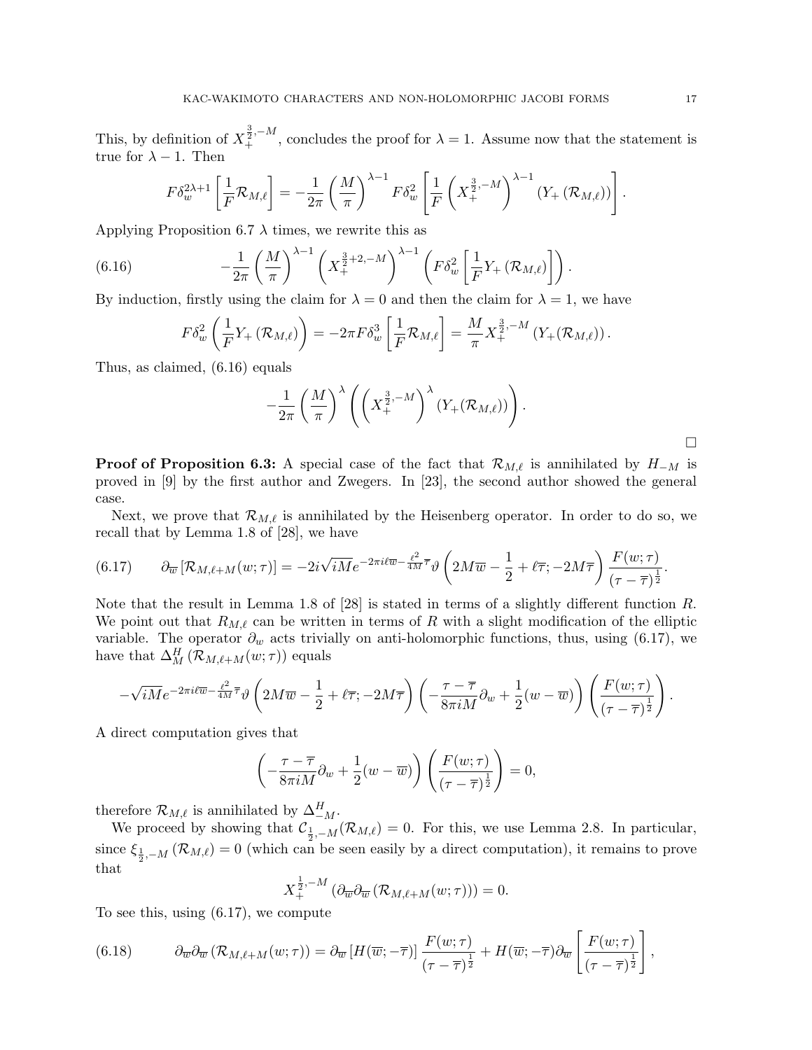This, by definition of $X_+^{\frac{3}{2},-M}$, concludes the proof for $\lambda = 1$. Assume now that the statement is true for $\lambda - 1$. Then

$$F\delta_w^{2\lambda+1}\left[\frac{1}{F}\mathcal{R}_{M,\ell}\right] = -\frac{1}{2\pi}\left(\frac{M}{\pi}\right)^{\lambda-1} F\delta_w^2\left[\frac{1}{F}\left(X_+^{\frac{3}{2},-M}\right)^{\lambda-1}\left(Y_+\left(\mathcal{R}_{M,\ell}\right)\right)\right].$$

Applying Proposition 6.7 $\lambda$ times, we rewrite this as

$$-\frac{1}{2\pi}\left(\frac{M}{\pi}\right)^{\lambda-1}\left(X_+^{\frac{3}{2}+2,-M}\right)^{\lambda-1}\left(F\delta_w^2\left[\frac{1}{F}Y_+\left(\mathcal{R}_{M,\ell}\right)\right]\right). \tag{6.16}$$

By induction, firstly using the claim for $\lambda = 0$ and then the claim for $\lambda = 1$, we have

$$F\delta_w^2\left(\frac{1}{F}Y_+\left(\mathcal{R}_{M,\ell}\right)\right) = -2\pi F\delta_w^3\left[\frac{1}{F}\mathcal{R}_{M,\ell}\right] = \frac{M}{\pi}X_+^{\frac{3}{2},-M}\left(Y_+(\mathcal{R}_{M,\ell})\right).$$

Thus, as claimed, (6.16) equals

$$-\frac{1}{2\pi}\left(\frac{M}{\pi}\right)^{\lambda}\left(\left(X_+^{\frac{3}{2},-M}\right)^{\lambda}\left(Y_+(\mathcal{R}_{M,\ell})\right)\right).$$

∎

**Proof of Proposition 6.3:** A special case of the fact that $\mathcal{R}_{M,\ell}$ is annihilated by $H_{-M}$ is proved in [9] by the first author and Zwegers. In [23], the second author showed the general case.

Next, we prove that $\mathcal{R}_{M,\ell}$ is annihilated by the Heisenberg operator. In order to do so, we recall that by Lemma 1.8 of [28], we have

$$\partial_{\overline{w}}\left[\mathcal{R}_{M,\ell+M}(w;\tau)\right] = -2i\sqrt{iM}e^{-2\pi i\ell\overline{w}-\frac{\ell^2}{4M}\overline{\tau}}\vartheta\left(2M\overline{w}-\frac{1}{2}+\ell\overline{\tau};-2M\overline{\tau}\right)\frac{F(w;\tau)}{(\tau-\overline{\tau})^{\frac{1}{2}}}. \tag{6.17}$$

Note that the result in Lemma 1.8 of [28] is stated in terms of a slightly different function $R$. We point out that $R_{M,\ell}$ can be written in terms of $R$ with a slight modification of the elliptic variable. The operator $\partial_w$ acts trivially on anti-holomorphic functions, thus, using (6.17), we have that $\Delta_M^H\left(\mathcal{R}_{M,\ell+M}(w;\tau)\right)$ equals

$$-\sqrt{iM}e^{-2\pi i\ell\overline{w}-\frac{\ell^2}{4M}\overline{\tau}}\vartheta\left(2M\overline{w}-\frac{1}{2}+\ell\overline{\tau};-2M\overline{\tau}\right)\left(-\frac{\tau-\overline{\tau}}{8\pi iM}\partial_w+\frac{1}{2}(w-\overline{w})\right)\left(\frac{F(w;\tau)}{(\tau-\overline{\tau})^{\frac{1}{2}}}\right).$$

A direct computation gives that

$$\left(-\frac{\tau-\overline{\tau}}{8\pi iM}\partial_w+\frac{1}{2}(w-\overline{w})\right)\left(\frac{F(w;\tau)}{(\tau-\overline{\tau})^{\frac{1}{2}}}\right) = 0,$$

therefore $\mathcal{R}_{M,\ell}$ is annihilated by $\Delta_{-M}^H$.

We proceed by showing that $\mathcal{C}_{\frac{1}{2},-M}(\mathcal{R}_{M,\ell}) = 0$. For this, we use Lemma 2.8. In particular, since $\xi_{\frac{1}{2},-M}\left(\mathcal{R}_{M,\ell}\right) = 0$ (which can be seen easily by a direct computation), it remains to prove that

$$X_+^{\frac{1}{2},-M}\left(\partial_{\overline{w}}\partial_{\overline{w}}\left(\mathcal{R}_{M,\ell+M}(w;\tau)\right)\right) = 0.$$

To see this, using (6.17), we compute

$$\partial_{\overline{w}}\partial_{\overline{w}}\left(\mathcal{R}_{M,\ell+M}(w;\tau)\right) = \partial_{\overline{w}}\left[H(\overline{w};-\overline{\tau})\right]\frac{F(w;\tau)}{(\tau-\overline{\tau})^{\frac{1}{2}}}+H(\overline{w};-\overline{\tau})\partial_{\overline{w}}\left[\frac{F(w;\tau)}{(\tau-\overline{\tau})^{\frac{1}{2}}}\right], \tag{6.18}$$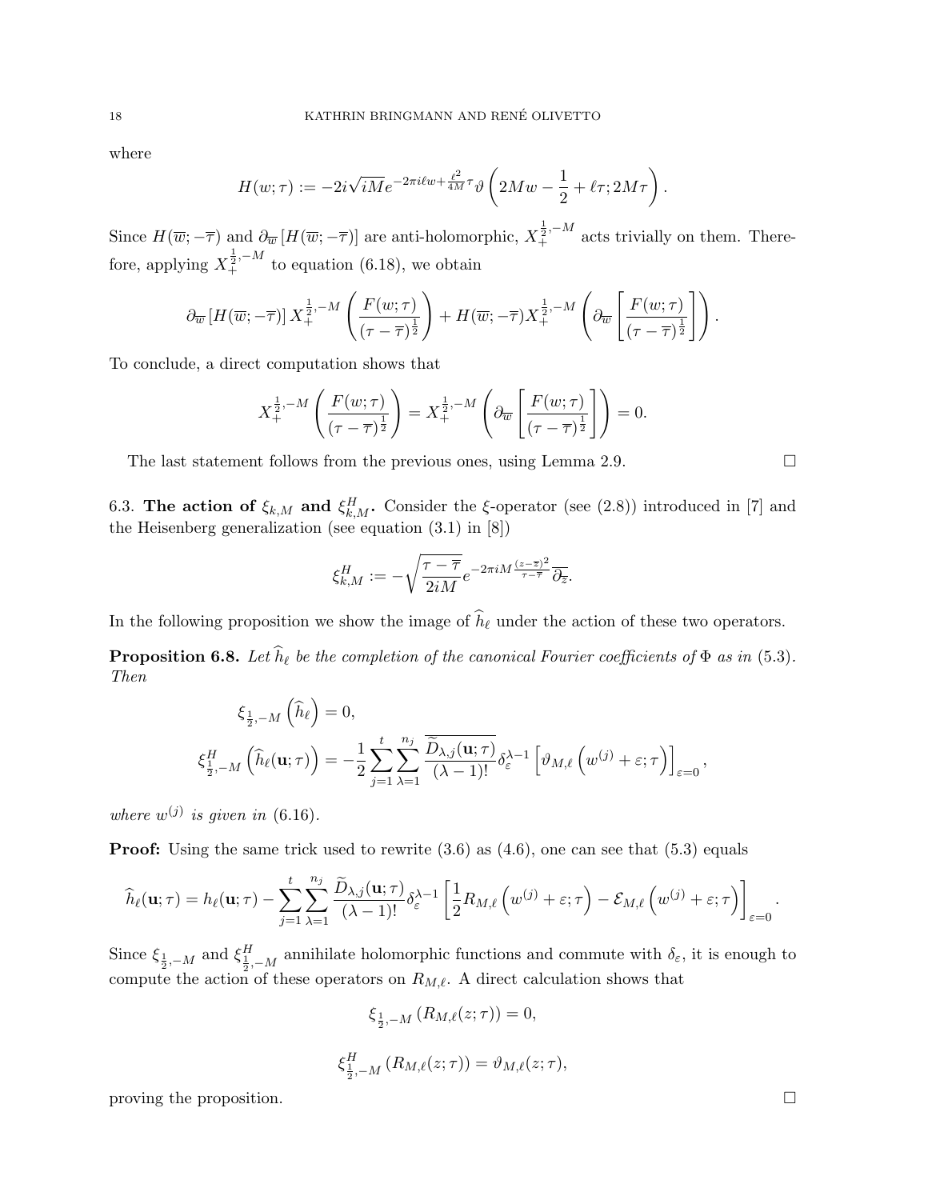where

$$H(w;\tau) := -2i\sqrt{iM}e^{-2\pi i\ell w+\frac{\ell^2}{4M}\tau}\vartheta\left(2Mw-\frac{1}{2}+\ell\tau;2M\tau\right).$$

Since $H(\overline{w};-\overline{\tau})$ and $\partial_{\overline{w}}\left[H(\overline{w};-\overline{\tau})\right]$ are anti-holomorphic, $X_+^{\frac{1}{2},-M}$ acts trivially on them. Therefore, applying $X_+^{\frac{1}{2},-M}$ to equation (6.18), we obtain

$$\partial_{\overline{w}}\left[H(\overline{w};-\overline{\tau})\right]X_+^{\frac{1}{2},-M}\left(\frac{F(w;\tau)}{(\tau-\overline{\tau})^{\frac{1}{2}}}\right)+H(\overline{w};-\overline{\tau})X_+^{\frac{1}{2},-M}\left(\partial_{\overline{w}}\left[\frac{F(w;\tau)}{(\tau-\overline{\tau})^{\frac{1}{2}}}\right]\right).$$

To conclude, a direct computation shows that

$$X_+^{\frac{1}{2},-M}\left(\frac{F(w;\tau)}{(\tau-\overline{\tau})^{\frac{1}{2}}}\right)=X_+^{\frac{1}{2},-M}\left(\partial_{\overline{w}}\left[\frac{F(w;\tau)}{(\tau-\overline{\tau})^{\frac{1}{2}}}\right]\right)=0.$$

The last statement follows from the previous ones, using Lemma 2.9. $\square$

6.3. **The action of $\xi_{k,M}$ and $\xi_{k,M}^H$.** Consider the $\xi$-operator (see (2.8)) introduced in [7] and the Heisenberg generalization (see equation (3.1) in [8])

$$\xi_{k,M}^H := -\sqrt{\frac{\tau-\overline{\tau}}{2iM}}e^{-2\pi iM\frac{(z-\overline{z})^2}{\tau-\overline{\tau}}}\overline{\partial_{\overline{z}}}.$$

In the following proposition we show the image of $\widehat{h}_\ell$ under the action of these two operators.

**Proposition 6.8.** *Let $\widehat{h}_\ell$ be the completion of the canonical Fourier coefficients of $\Phi$ as in (5.3). Then*

$$\xi_{\frac{1}{2},-M}\left(\widehat{h}_\ell\right)=0,$$

$$\xi^H_{\frac{1}{2},-M}\left(\widehat{h}_\ell(\mathbf{u};\tau)\right)=-\frac{1}{2}\sum_{j=1}^{t}\sum_{\lambda=1}^{n_j}\frac{\overline{\widetilde{D}_{\lambda,j}(\mathbf{u};\tau)}}{(\lambda-1)!}\delta_\varepsilon^{\lambda-1}\left[\vartheta_{M,\ell}\left(w^{(j)}+\varepsilon;\tau\right)\right]_{\varepsilon=0},$$

*where $w^{(j)}$ is given in (6.16).*

**Proof:** Using the same trick used to rewrite (3.6) as (4.6), one can see that (5.3) equals

$$\widehat{h}_\ell(\mathbf{u};\tau)=h_\ell(\mathbf{u};\tau)-\sum_{j=1}^{t}\sum_{\lambda=1}^{n_j}\frac{\widetilde{D}_{\lambda,j}(\mathbf{u};\tau)}{(\lambda-1)!}\delta_\varepsilon^{\lambda-1}\left[\frac{1}{2}R_{M,\ell}\left(w^{(j)}+\varepsilon;\tau\right)-\mathcal{E}_{M,\ell}\left(w^{(j)}+\varepsilon;\tau\right)\right]_{\varepsilon=0}.$$

Since $\xi_{\frac{1}{2},-M}$ and $\xi^H_{\frac{1}{2},-M}$ annihilate holomorphic functions and commute with $\delta_\varepsilon$, it is enough to compute the action of these operators on $R_{M,\ell}$. A direct calculation shows that

$$\xi_{\frac{1}{2},-M}\left(R_{M,\ell}(z;\tau)\right)=0,$$

$$\xi^H_{\frac{1}{2},-M}\left(R_{M,\ell}(z;\tau)\right)=\vartheta_{M,\ell}(z;\tau),$$

proving the proposition. $\square$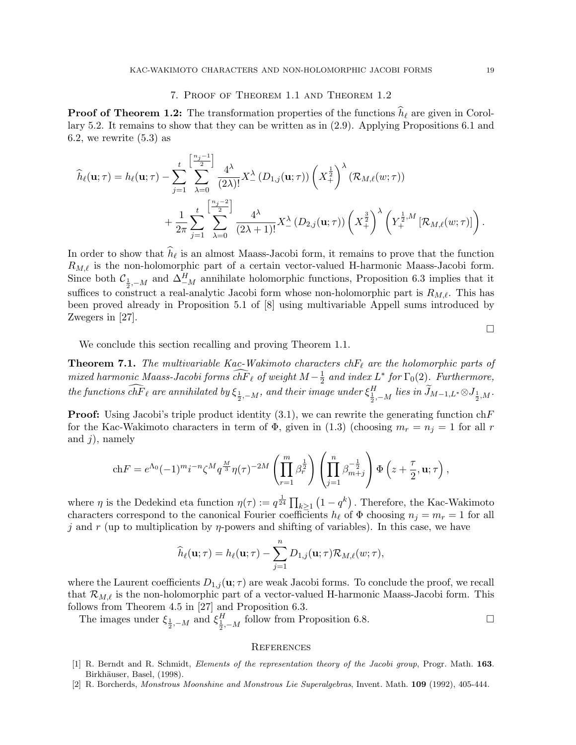## 7. Proof of Theorem 1.1 and Theorem 1.2

**Proof of Theorem 1.2:** The transformation properties of the functions $\widehat{h}_\ell$ are given in Corollary 5.2. It remains to show that they can be written as in (2.9). Applying Propositions 6.1 and 6.2, we rewrite (5.3) as

$$\widehat{h}_\ell(\mathbf{u};\tau) = h_\ell(\mathbf{u};\tau) - \sum_{j=1}^{t} \sum_{\lambda=0}^{\left[\frac{n_j-1}{2}\right]} \frac{4^\lambda}{(2\lambda)!} X_-^\lambda \left(D_{1,j}(\mathbf{u};\tau)\right) \left(X_+^{\frac{1}{2}}\right)^\lambda \left(\mathcal{R}_{M,\ell}(w;\tau)\right)$$
$$+ \frac{1}{2\pi} \sum_{j=1}^{t} \sum_{\lambda=0}^{\left[\frac{n_j-2}{2}\right]} \frac{4^\lambda}{(2\lambda+1)!} X_-^\lambda \left(D_{2,j}(\mathbf{u};\tau)\right) \left(X_+^{\frac{3}{2}}\right)^\lambda \left(Y_+^{\frac{1}{2},M}\left[\mathcal{R}_{M,\ell}(w;\tau)\right]\right).$$

In order to show that $\widehat{h}_\ell$ is an almost Maass-Jacobi form, it remains to prove that the function $R_{M,\ell}$ is the non-holomorphic part of a certain vector-valued H-harmonic Maass-Jacobi form. Since both $\mathcal{C}_{\frac{1}{2},-M}$ and $\Delta^H_{-M}$ annihilate holomorphic functions, Proposition 6.3 implies that it suffices to construct a real-analytic Jacobi form whose non-holomorphic part is $R_{M,\ell}$. This has been proved already in Proposition 5.1 of [8] using multivariable Appell sums introduced by Zwegers in [27].

□

We conclude this section recalling and proving Theorem 1.1.

**Theorem 7.1.** *The multivariable Kac-Wakimoto characters $chF_\ell$ are the holomorphic parts of mixed harmonic Maass-Jacobi forms $\widehat{chF}_\ell$ of weight $M-\frac{1}{2}$ and index $L^*$ for $\Gamma_0(2)$. Furthermore, the functions $\widehat{chF}_\ell$ are annihilated by $\xi_{\frac{1}{2},-M}$, and their image under $\xi^H_{\frac{1}{2},-M}$ lies in $\widetilde{J}_{M-1,L^*}\otimes J_{\frac{1}{2},M}$.*

**Proof:** Using Jacobi's triple product identity (3.1), we can rewrite the generating function ch$F$ for the Kac-Wakimoto characters in term of $\Phi$, given in (1.3) (choosing $m_r = n_j = 1$ for all $r$ and $j$), namely

$$\mathrm{ch}F = e^{\Lambda_0}(-1)^m i^{-n} \zeta^M q^{\frac{M}{3}} \eta(\tau)^{-2M} \left(\prod_{r=1}^m \beta_r^{\frac{1}{2}}\right) \left(\prod_{j=1}^n \beta_{m+j}^{-\frac{1}{2}}\right) \Phi\left(z+\frac{\tau}{2},\mathbf{u};\tau\right),$$

where $\eta$ is the Dedekind eta function $\eta(\tau) := q^{\frac{1}{24}} \prod_{k\geq 1}\left(1-q^k\right)$. Therefore, the Kac-Wakimoto characters correspond to the canonical Fourier coefficients $h_\ell$ of $\Phi$ choosing $n_j = m_r = 1$ for all $j$ and $r$ (up to multiplication by $\eta$-powers and shifting of variables). In this case, we have

$$\widehat{h}_\ell(\mathbf{u};\tau) = h_\ell(\mathbf{u};\tau) - \sum_{j=1}^n D_{1,j}(\mathbf{u};\tau)\mathcal{R}_{M,\ell}(w;\tau),$$

where the Laurent coefficients $D_{1,j}(\mathbf{u};\tau)$ are weak Jacobi forms. To conclude the proof, we recall that $\mathcal{R}_{M,\ell}$ is the non-holomorphic part of a vector-valued H-harmonic Maass-Jacobi form. This follows from Theorem 4.5 in [27] and Proposition 6.3.

The images under $\xi_{\frac{1}{2},-M}$ and $\xi^H_{\frac{1}{2},-M}$ follow from Proposition 6.8. □

## References

[1] R. Berndt and R. Schmidt, *Elements of the representation theory of the Jacobi group*, Progr. Math. **163**. Birkhäuser, Basel, (1998).

[2] R. Borcherds, *Monstrous Moonshine and Monstrous Lie Superalgebras*, Invent. Math. **109** (1992), 405-444.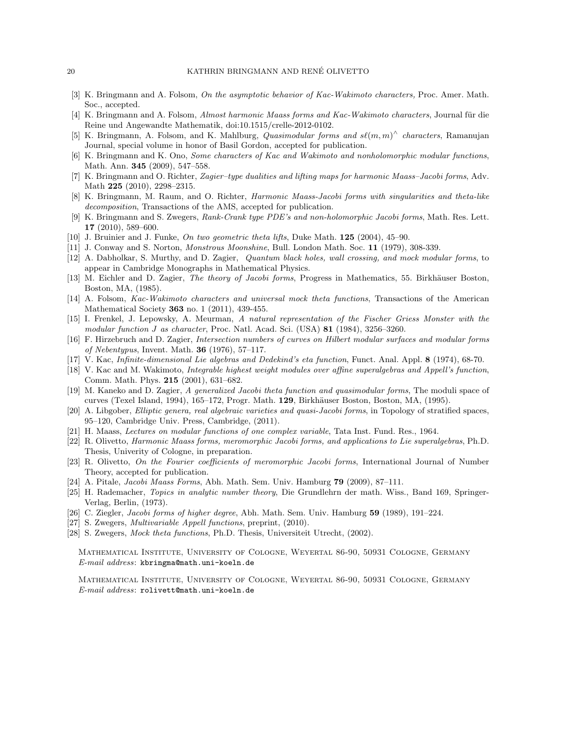[3] K. Bringmann and A. Folsom, *On the asymptotic behavior of Kac-Wakimoto characters,* Proc. Amer. Math. Soc., accepted.

[4] K. Bringmann and A. Folsom, *Almost harmonic Maass forms and Kac-Wakimoto characters*, Journal für die Reine und Angewandte Mathematik, doi:10.1515/crelle-2012-0102.

[5] K. Bringmann, A. Folsom, and K. Mahlburg, *Quasimodular forms and $s\ell(m,m)^\wedge$ characters*, Ramanujan Journal, special volume in honor of Basil Gordon, accepted for publication.

[6] K. Bringmann and K. Ono, *Some characters of Kac and Wakimoto and nonholomorphic modular functions*, Math. Ann. **345** (2009), 547–558.

[7] K. Bringmann and O. Richter, *Zagier–type dualities and lifting maps for harmonic Maass–Jacobi forms*, Adv. Math **225** (2010), 2298–2315.

[8] K. Bringmann, M. Raum, and O. Richter, *Harmonic Maass-Jacobi forms with singularities and theta-like decomposition*, Transactions of the AMS, accepted for publication.

[9] K. Bringmann and S. Zwegers, *Rank-Crank type PDE's and non-holomorphic Jacobi forms*, Math. Res. Lett. **17** (2010), 589–600.

[10] J. Bruinier and J. Funke, *On two geometric theta lifts*, Duke Math. **125** (2004), 45–90.

[11] J. Conway and S. Norton, *Monstrous Moonshine*, Bull. London Math. Soc. **11** (1979), 308-339.

[12] A. Dabholkar, S. Murthy, and D. Zagier, *Quantum black holes, wall crossing, and mock modular forms*, to appear in Cambridge Monographs in Mathematical Physics.

[13] M. Eichler and D. Zagier, *The theory of Jacobi forms*, Progress in Mathematics, 55. Birkhäuser Boston, Boston, MA, (1985).

[14] A. Folsom, *Kac-Wakimoto characters and universal mock theta functions*, Transactions of the American Mathematical Society **363** no. 1 (2011), 439-455.

[15] I. Frenkel, J. Lepowsky, A. Meurman, *A natural representation of the Fischer Griess Monster with the modular function J as character*, Proc. Natl. Acad. Sci. (USA) **81** (1984), 3256–3260.

[16] F. Hirzebruch and D. Zagier, *Intersection numbers of curves on Hilbert modular surfaces and modular forms of Nebentypus*, Invent. Math. **36** (1976), 57–117.

[17] V. Kac, *Infinite-dimensional Lie algebras and Dedekind's eta function*, Funct. Anal. Appl. **8** (1974), 68-70.

[18] V. Kac and M. Wakimoto, *Integrable highest weight modules over affine superalgebras and Appell's function*, Comm. Math. Phys. **215** (2001), 631–682.

[19] M. Kaneko and D. Zagier, *A generalized Jacobi theta function and quasimodular forms*, The moduli space of curves (Texel Island, 1994), 165–172, Progr. Math. **129**, Birkhäuser Boston, Boston, MA, (1995).

[20] A. Libgober, *Elliptic genera, real algebraic varieties and quasi-Jacobi forms*, in Topology of stratified spaces, 95–120, Cambridge Univ. Press, Cambridge, (2011).

[21] H. Maass, *Lectures on modular functions of one complex variable*, Tata Inst. Fund. Res., 1964.

[22] R. Olivetto, *Harmonic Maass forms, meromorphic Jacobi forms, and applications to Lie superalgebras*, Ph.D. Thesis, Univerity of Cologne, in preparation.

[23] R. Olivetto, *On the Fourier coefficients of meromorphic Jacobi forms*, International Journal of Number Theory, accepted for publication.

[24] A. Pitale, *Jacobi Maass Forms*, Abh. Math. Sem. Univ. Hamburg **79** (2009), 87–111.

[25] H. Rademacher, *Topics in analytic number theory*, Die Grundlehrn der math. Wiss., Band 169, Springer-Verlag, Berlin, (1973).

[26] C. Ziegler, *Jacobi forms of higher degree*, Abh. Math. Sem. Univ. Hamburg **59** (1989), 191–224.

[27] S. Zwegers, *Multivariable Appell functions*, preprint, (2010).

[28] S. Zwegers, *Mock theta functions*, Ph.D. Thesis, Universiteit Utrecht, (2002).

Mathematical Institute, University of Cologne, Weyertal 86-90, 50931 Cologne, Germany
*E-mail address*: kbringma@math.uni-koeln.de

Mathematical Institute, University of Cologne, Weyertal 86-90, 50931 Cologne, Germany
*E-mail address*: rolivett@math.uni-koeln.de